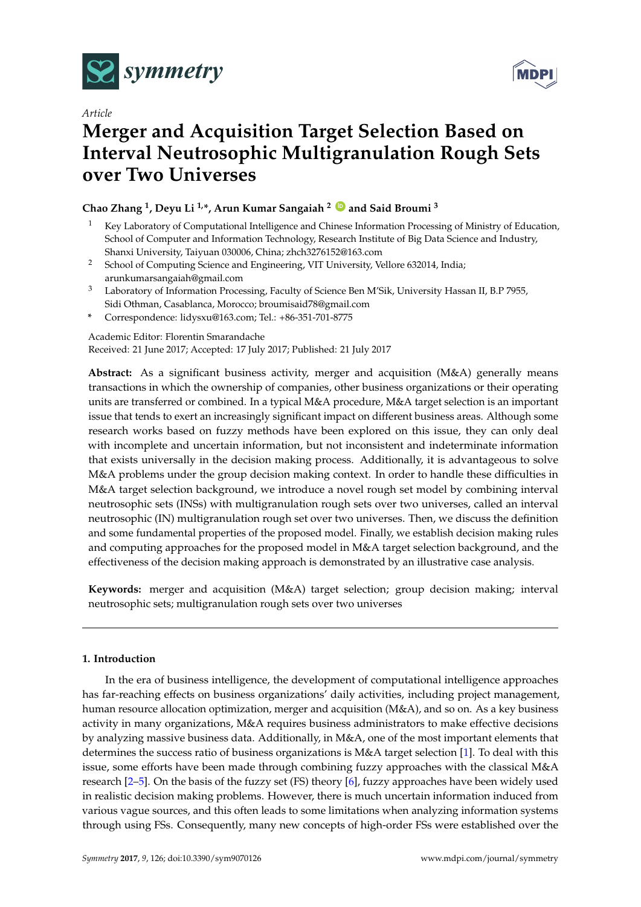*Article*

# Merger and Acquisition Target Selection Based on Interval Neutrosophic Multigranulation Rough Sets over Two Universes

**Chao Zhang [1], Deyu Li [1,*], Arun Kumar Sangaiah [2] and Said Broumi [3]**

[1] Key Laboratory of Computational Intelligence and Chinese Information Processing of Ministry of Education, School of Computer and Information Technology, Research Institute of Big Data Science and Industry, Shanxi University, Taiyuan 030006, China; zhch3276152@163.com

[2] School of Computing Science and Engineering, VIT University, Vellore 632014, India; arunkumarsangaiah@gmail.com

[3] Laboratory of Information Processing, Faculty of Science Ben M'Sik, University Hassan II, B.P 7955, Sidi Othman, Casablanca, Morocco; broumisaid78@gmail.com

\* Correspondence: lidysxu@163.com; Tel.: +86-351-701-8775

Academic Editor: Florentin Smarandache

Received: 21 June 2017; Accepted: 17 July 2017; Published: 21 July 2017

**Abstract:** As a significant business activity, merger and acquisition (M&A) generally means transactions in which the ownership of companies, other business organizations or their operating units are transferred or combined. In a typical M&A procedure, M&A target selection is an important issue that tends to exert an increasingly significant impact on different business areas. Although some research works based on fuzzy methods have been explored on this issue, they can only deal with incomplete and uncertain information, but not inconsistent and indeterminate information that exists universally in the decision making process. Additionally, it is advantageous to solve M&A problems under the group decision making context. In order to handle these difficulties in M&A target selection background, we introduce a novel rough set model by combining interval neutrosophic sets (INSs) with multigranulation rough sets over two universes, called an interval neutrosophic (IN) multigranulation rough set over two universes. Then, we discuss the definition and some fundamental properties of the proposed model. Finally, we establish decision making rules and computing approaches for the proposed model in M&A target selection background, and the effectiveness of the decision making approach is demonstrated by an illustrative case analysis.

**Keywords:** merger and acquisition (M&A) target selection; group decision making; interval neutrosophic sets; multigranulation rough sets over two universes

## 1. Introduction

In the era of business intelligence, the development of computational intelligence approaches has far-reaching effects on business organizations' daily activities, including project management, human resource allocation optimization, merger and acquisition (M&A), and so on. As a key business activity in many organizations, M&A requires business administrators to make effective decisions by analyzing massive business data. Additionally, in M&A, one of the most important elements that determines the success ratio of business organizations is M&A target selection [1]. To deal with this issue, some efforts have been made through combining fuzzy approaches with the classical M&A research [2–5]. On the basis of the fuzzy set (FS) theory [6], fuzzy approaches have been widely used in realistic decision making problems. However, there is much uncertain information induced from various vague sources, and this often leads to some limitations when analyzing information systems through using FSs. Consequently, many new concepts of high-order FSs were established over the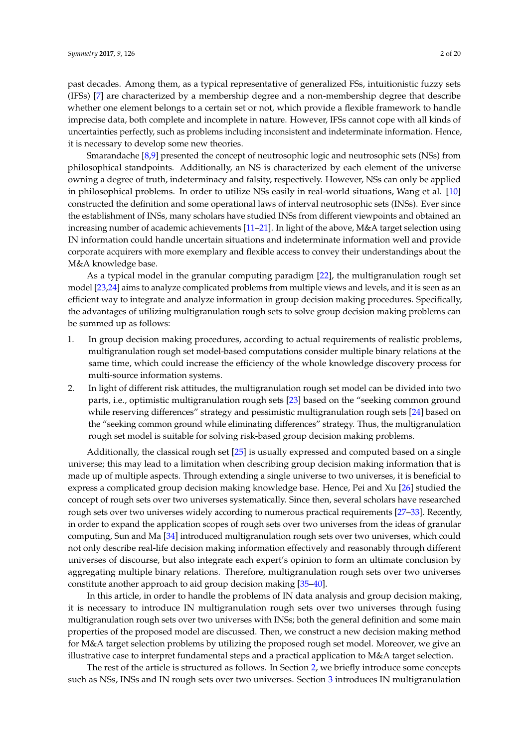past decades. Among them, as a typical representative of generalized FSs, intuitionistic fuzzy sets (IFSs) [7] are characterized by a membership degree and a non-membership degree that describe whether one element belongs to a certain set or not, which provide a flexible framework to handle imprecise data, both complete and incomplete in nature. However, IFSs cannot cope with all kinds of uncertainties perfectly, such as problems including inconsistent and indeterminate information. Hence, it is necessary to develop some new theories.

Smarandache [8,9] presented the concept of neutrosophic logic and neutrosophic sets (NSs) from philosophical standpoints. Additionally, an NS is characterized by each element of the universe owning a degree of truth, indeterminacy and falsity, respectively. However, NSs can only be applied in philosophical problems. In order to utilize NSs easily in real-world situations, Wang et al. [10] constructed the definition and some operational laws of interval neutrosophic sets (INSs). Ever since the establishment of INSs, many scholars have studied INSs from different viewpoints and obtained an increasing number of academic achievements [11–21]. In light of the above, M&A target selection using IN information could handle uncertain situations and indeterminate information well and provide corporate acquirers with more exemplary and flexible access to convey their understandings about the M&A knowledge base.

As a typical model in the granular computing paradigm [22], the multigranulation rough set model [23,24] aims to analyze complicated problems from multiple views and levels, and it is seen as an efficient way to integrate and analyze information in group decision making procedures. Specifically, the advantages of utilizing multigranulation rough sets to solve group decision making problems can be summed up as follows:

1. In group decision making procedures, according to actual requirements of realistic problems, multigranulation rough set model-based computations consider multiple binary relations at the same time, which could increase the efficiency of the whole knowledge discovery process for multi-source information systems.
2. In light of different risk attitudes, the multigranulation rough set model can be divided into two parts, i.e., optimistic multigranulation rough sets [23] based on the "seeking common ground while reserving differences" strategy and pessimistic multigranulation rough sets [24] based on the "seeking common ground while eliminating differences" strategy. Thus, the multigranulation rough set model is suitable for solving risk-based group decision making problems.

Additionally, the classical rough set [25] is usually expressed and computed based on a single universe; this may lead to a limitation when describing group decision making information that is made up of multiple aspects. Through extending a single universe to two universes, it is beneficial to express a complicated group decision making knowledge base. Hence, Pei and Xu [26] studied the concept of rough sets over two universes systematically. Since then, several scholars have researched rough sets over two universes widely according to numerous practical requirements [27–33]. Recently, in order to expand the application scopes of rough sets over two universes from the ideas of granular computing, Sun and Ma [34] introduced multigranulation rough sets over two universes, which could not only describe real-life decision making information effectively and reasonably through different universes of discourse, but also integrate each expert's opinion to form an ultimate conclusion by aggregating multiple binary relations. Therefore, multigranulation rough sets over two universes constitute another approach to aid group decision making [35–40].

In this article, in order to handle the problems of IN data analysis and group decision making, it is necessary to introduce IN multigranulation rough sets over two universes through fusing multigranulation rough sets over two universes with INSs; both the general definition and some main properties of the proposed model are discussed. Then, we construct a new decision making method for M&A target selection problems by utilizing the proposed rough set model. Moreover, we give an illustrative case to interpret fundamental steps and a practical application to M&A target selection.

The rest of the article is structured as follows. In Section 2, we briefly introduce some concepts such as NSs, INSs and IN rough sets over two universes. Section 3 introduces IN multigranulation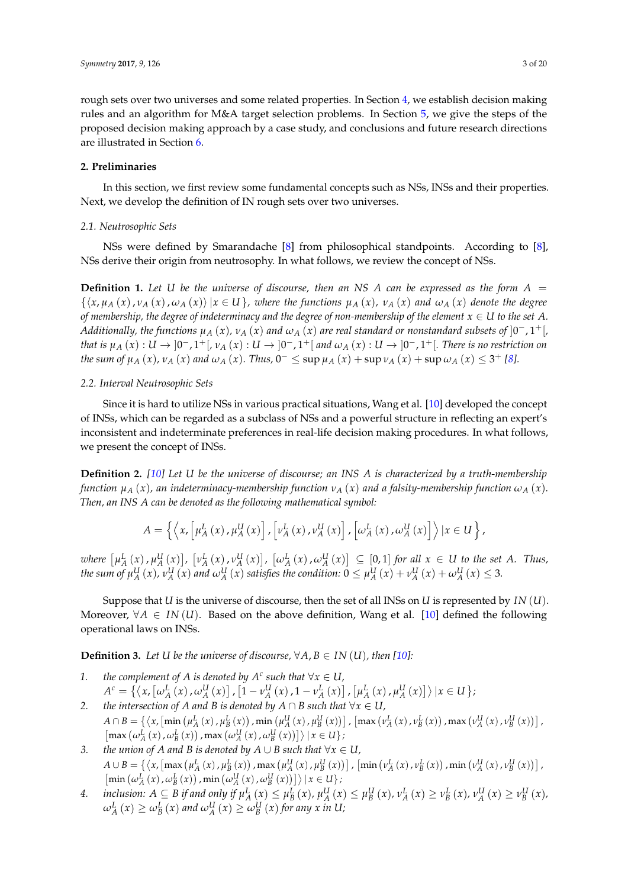rough sets over two universes and some related properties. In Section 4, we establish decision making rules and an algorithm for M&A target selection problems. In Section 5, we give the steps of the proposed decision making approach by a case study, and conclusions and future research directions are illustrated in Section 6.

## 2. Preliminaries

In this section, we first review some fundamental concepts such as NSs, INSs and their properties. Next, we develop the definition of IN rough sets over two universes.

### 2.1. Neutrosophic Sets

NSs were defined by Smarandache [8] from philosophical standpoints. According to [8], NSs derive their origin from neutrosophy. In what follows, we review the concept of NSs.

**Definition 1.** *Let $U$ be the universe of discourse, then an NS $A$ can be expressed as the form $A = \{\langle x, \mu_A(x), \nu_A(x), \omega_A(x)\rangle \,|\, x \in U\}$, where the functions $\mu_A(x)$, $\nu_A(x)$ and $\omega_A(x)$ denote the degree of membership, the degree of indeterminacy and the degree of non-membership of the element $x \in U$ to the set $A$. Additionally, the functions $\mu_A(x)$, $\nu_A(x)$ and $\omega_A(x)$ are real standard or nonstandard subsets of $]0^-, 1^+[$, that is $\mu_A(x) : U \to ]0^-, 1^+[$, $\nu_A(x) : U \to ]0^-, 1^+[$ and $\omega_A(x) : U \to ]0^-, 1^+[$. There is no restriction on the sum of $\mu_A(x)$, $\nu_A(x)$ and $\omega_A(x)$. Thus, $0^- \leq \sup \mu_A(x) + \sup \nu_A(x) + \sup \omega_A(x) \leq 3^+$ [8].*

### 2.2. Interval Neutrosophic Sets

Since it is hard to utilize NSs in various practical situations, Wang et al. [10] developed the concept of INSs, which can be regarded as a subclass of NSs and a powerful structure in reflecting an expert's inconsistent and indeterminate preferences in real-life decision making procedures. In what follows, we present the concept of INSs.

**Definition 2.** *[10] Let $U$ be the universe of discourse; an INS $A$ is characterized by a truth-membership function $\mu_A(x)$, an indeterminacy-membership function $\nu_A(x)$ and a falsity-membership function $\omega_A(x)$. Then, an INS $A$ can be denoted as the following mathematical symbol:*

$$A = \left\{ \left\langle x, \left[\mu_A^L(x), \mu_A^U(x)\right], \left[\nu_A^L(x), \nu_A^U(x)\right], \left[\omega_A^L(x), \omega_A^U(x)\right] \right\rangle | x \in U \right\},$$

*where $\left[\mu_A^L(x), \mu_A^U(x)\right]$, $\left[\nu_A^L(x), \nu_A^U(x)\right]$, $\left[\omega_A^L(x), \omega_A^U(x)\right] \subseteq [0,1]$ for all $x \in U$ to the set $A$. Thus, the sum of $\mu_A^U(x)$, $\nu_A^U(x)$ and $\omega_A^U(x)$ satisfies the condition: $0 \leq \mu_A^U(x) + \nu_A^U(x) + \omega_A^U(x) \leq 3$.*

Suppose that $U$ is the universe of discourse, then the set of all INSs on $U$ is represented by $IN(U)$. Moreover, $\forall A \in IN(U)$. Based on the above definition, Wang et al. [10] defined the following operational laws on INSs.

**Definition 3.** *Let $U$ be the universe of discourse, $\forall A, B \in IN(U)$, then [10]:*

1. *the complement of $A$ is denoted by $A^c$ such that $\forall x \in U$,*
   $A^c = \left\{\left\langle x, \left[\omega_A^L(x), \omega_A^U(x)\right], \left[1 - \nu_A^U(x), 1 - \nu_A^L(x)\right], \left[\mu_A^L(x), \mu_A^U(x)\right]\right\rangle | x \in U\right\}$;
2. *the intersection of $A$ and $B$ is denoted by $A \cap B$ such that $\forall x \in U$,*
   $A \cap B = \left\{\left\langle x, \left[\min\left(\mu_A^L(x), \mu_B^L(x)\right), \min\left(\mu_A^U(x), \mu_B^U(x)\right)\right], \left[\max\left(\nu_A^L(x), \nu_B^L(x)\right), \max\left(\nu_A^U(x), \nu_B^U(x)\right)\right], \left[\max\left(\omega_A^L(x), \omega_B^L(x)\right), \max\left(\omega_A^U(x), \omega_B^U(x)\right)\right]\right\rangle | x \in U\right\}$;
3. *the union of $A$ and $B$ is denoted by $A \cup B$ such that $\forall x \in U$,*
   $A \cup B = \left\{\left\langle x, \left[\max\left(\mu_A^L(x), \mu_B^L(x)\right), \max\left(\mu_A^U(x), \mu_B^U(x)\right)\right], \left[\min\left(\nu_A^L(x), \nu_B^L(x)\right), \min\left(\nu_A^U(x), \nu_B^U(x)\right)\right], \left[\min\left(\omega_A^L(x), \omega_B^L(x)\right), \min\left(\omega_A^U(x), \omega_B^U(x)\right)\right]\right\rangle | x \in U\right\}$;
4. *inclusion: $A \subseteq B$ if and only if $\mu_A^L(x) \leq \mu_B^L(x)$, $\mu_A^U(x) \leq \mu_B^U(x)$, $\nu_A^L(x) \geq \nu_B^L(x)$, $\nu_A^U(x) \geq \nu_B^U(x)$, $\omega_A^L(x) \geq \omega_B^L(x)$ and $\omega_A^U(x) \geq \omega_B^U(x)$ for any $x$ in $U$;*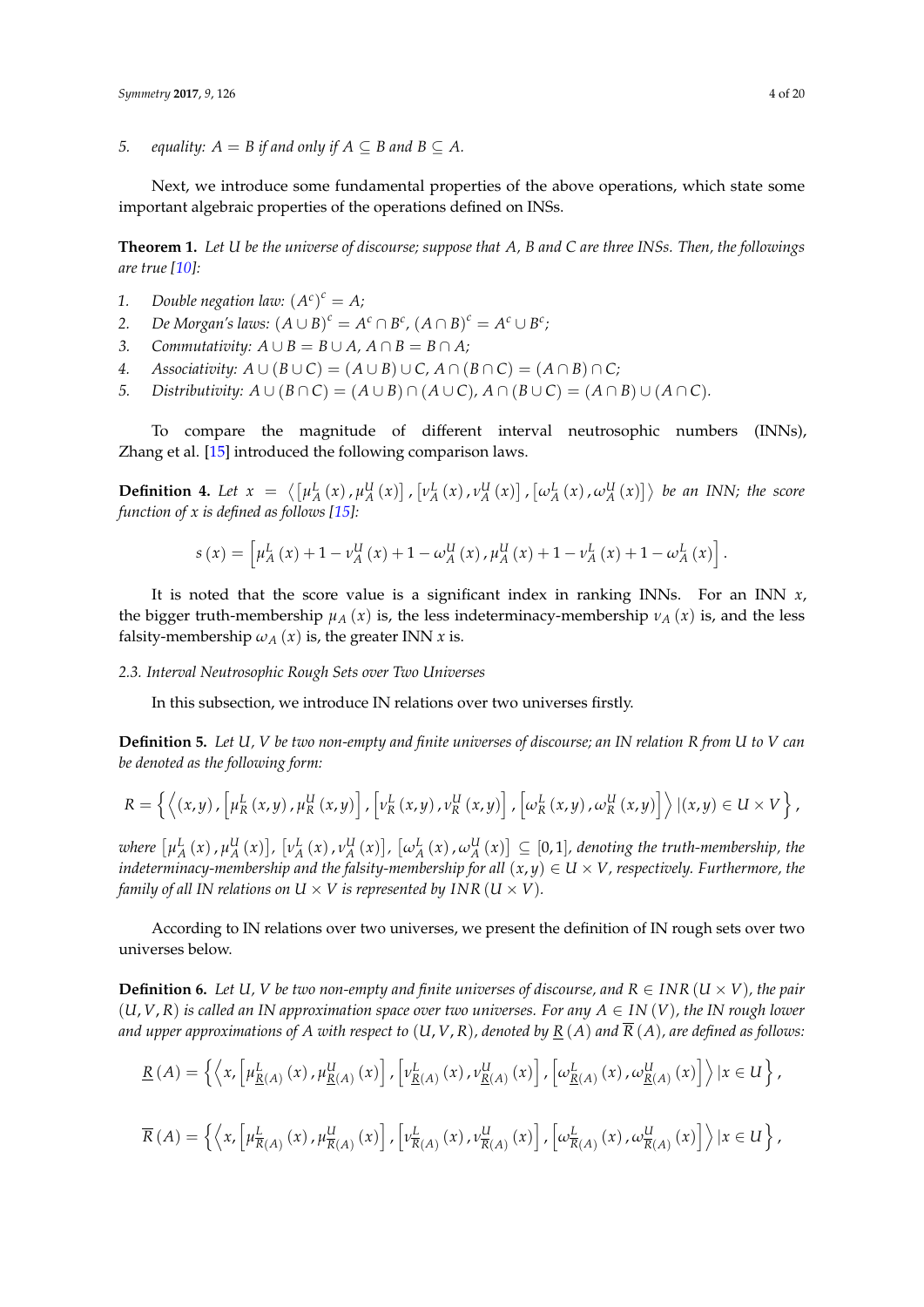5. *equality:* $A = B$ *if and only if* $A \subseteq B$ *and* $B \subseteq A$.

Next, we introduce some fundamental properties of the above operations, which state some important algebraic properties of the operations defined on INSs.

**Theorem 1.** *Let $U$ be the universe of discourse; suppose that $A$, $B$ and $C$ are three INSs. Then, the followings are true [10]:*

1. *Double negation law:* $(A^c)^c = A$;
2. *De Morgan's laws:* $(A \cup B)^c = A^c \cap B^c$, $(A \cap B)^c = A^c \cup B^c$;
3. *Commutativity:* $A \cup B = B \cup A$, $A \cap B = B \cap A$;
4. *Associativity:* $A \cup (B \cup C) = (A \cup B) \cup C$, $A \cap (B \cap C) = (A \cap B) \cap C$;
5. *Distributivity:* $A \cup (B \cap C) = (A \cup B) \cap (A \cup C)$, $A \cap (B \cup C) = (A \cap B) \cup (A \cap C)$.

To compare the magnitude of different interval neutrosophic numbers (INNs), Zhang et al. [15] introduced the following comparison laws.

**Definition 4.** *Let* $x = \left\langle \left[\mu_A^L(x), \mu_A^U(x)\right], \left[\nu_A^L(x), \nu_A^U(x)\right], \left[\omega_A^L(x), \omega_A^U(x)\right] \right\rangle$ *be an INN; the score function of $x$ is defined as follows [15]:*

$$s(x) = \left[\mu_A^L(x) + 1 - \nu_A^U(x) + 1 - \omega_A^U(x), \mu_A^U(x) + 1 - \nu_A^L(x) + 1 - \omega_A^L(x)\right].$$

It is noted that the score value is a significant index in ranking INNs. For an INN $x$, the bigger truth-membership $\mu_A(x)$ is, the less indeterminacy-membership $\nu_A(x)$ is, and the less falsity-membership $\omega_A(x)$ is, the greater INN $x$ is.

### 2.3. Interval Neutrosophic Rough Sets over Two Universes

In this subsection, we introduce IN relations over two universes firstly.

**Definition 5.** *Let $U$, $V$ be two non-empty and finite universes of discourse; an IN relation $R$ from $U$ to $V$ can be denoted as the following form:*

$$R = \left\{ \left\langle (x,y), \left[\mu_R^L(x,y), \mu_R^U(x,y)\right], \left[\nu_R^L(x,y), \nu_R^U(x,y)\right], \left[\omega_R^L(x,y), \omega_R^U(x,y)\right] \right\rangle | (x,y) \in U \times V \right\},$$

*where* $\left[\mu_A^L(x), \mu_A^U(x)\right]$, $\left[\nu_A^L(x), \nu_A^U(x)\right]$, $\left[\omega_A^L(x), \omega_A^U(x)\right] \subseteq [0,1]$, *denoting the truth-membership, the indeterminacy-membership and the falsity-membership for all $(x,y) \in U \times V$, respectively. Furthermore, the family of all IN relations on $U \times V$ is represented by $INR(U \times V)$.*

According to IN relations over two universes, we present the definition of IN rough sets over two universes below.

**Definition 6.** *Let $U$, $V$ be two non-empty and finite universes of discourse, and $R \in INR(U \times V)$, the pair $(U, V, R)$ is called an IN approximation space over two universes. For any $A \in IN(V)$, the IN rough lower and upper approximations of $A$ with respect to $(U, V, R)$, denoted by $\underline{R}(A)$ and $\overline{R}(A)$, are defined as follows:*

$$\underline{R}(A) = \left\{ \left\langle x, \left[\mu_{\underline{R}(A)}^L(x), \mu_{\underline{R}(A)}^U(x)\right], \left[\nu_{\underline{R}(A)}^L(x), \nu_{\underline{R}(A)}^U(x)\right], \left[\omega_{\underline{R}(A)}^L(x), \omega_{\underline{R}(A)}^U(x)\right] \right\rangle | x \in U \right\},$$

$$\overline{R}(A) = \left\{ \left\langle x, \left[\mu_{\overline{R}(A)}^L(x), \mu_{\overline{R}(A)}^U(x)\right], \left[\nu_{\overline{R}(A)}^L(x), \nu_{\overline{R}(A)}^U(x)\right], \left[\omega_{\overline{R}(A)}^L(x), \omega_{\overline{R}(A)}^U(x)\right] \right\rangle | x \in U \right\},$$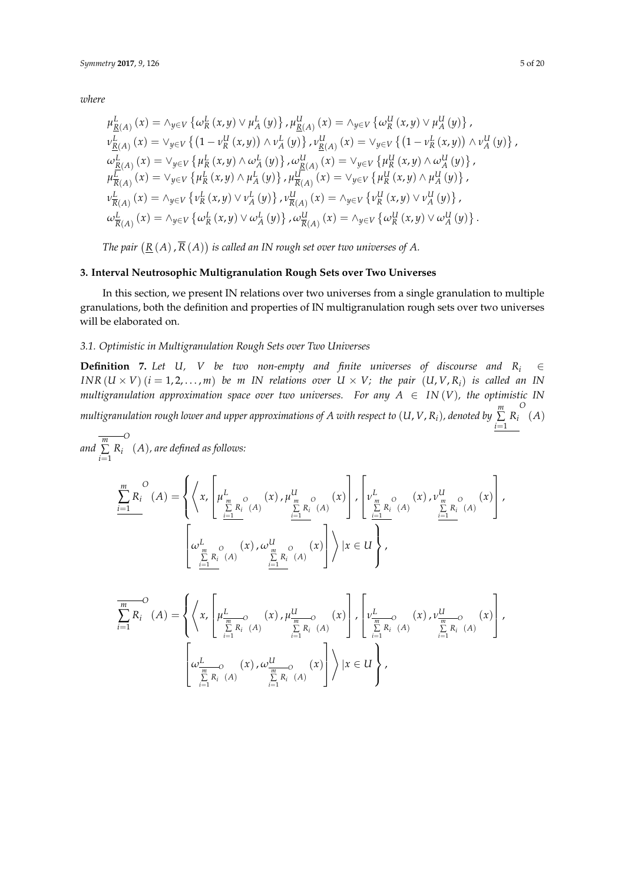*where*

$$
\begin{aligned}
&\mu^L_{\underline{R}(A)}(x) = \wedge_{y\in V}\left\{\omega^L_R(x,y) \vee \mu^L_A(y)\right\}, \mu^U_{\underline{R}(A)}(x) = \wedge_{y\in V}\left\{\omega^U_R(x,y) \vee \mu^U_A(y)\right\},\\
&\nu^L_{\underline{R}(A)}(x) = \vee_{y\in V}\left\{\left(1-\nu^U_R(x,y)\right) \wedge \nu^L_A(y)\right\}, \nu^U_{\underline{R}(A)}(x) = \vee_{y\in V}\left\{\left(1-\nu^L_R(x,y)\right) \wedge \nu^U_A(y)\right\},\\
&\omega^L_{\underline{R}(A)}(x) = \vee_{y\in V}\left\{\mu^L_R(x,y) \wedge \omega^L_A(y)\right\}, \omega^U_{\underline{R}(A)}(x) = \vee_{y\in V}\left\{\mu^U_R(x,y) \wedge \omega^U_A(y)\right\},\\
&\mu^L_{\overline{R}(A)}(x) = \vee_{y\in V}\left\{\mu^L_R(x,y) \wedge \mu^L_A(y)\right\}, \mu^U_{\overline{R}(A)}(x) = \vee_{y\in V}\left\{\mu^U_R(x,y) \wedge \mu^U_A(y)\right\},\\
&\nu^L_{\overline{R}(A)}(x) = \wedge_{y\in V}\left\{\nu^L_R(x,y) \vee \nu^L_A(y)\right\}, \nu^U_{\overline{R}(A)}(x) = \wedge_{y\in V}\left\{\nu^U_R(x,y) \vee \nu^U_A(y)\right\},\\
&\omega^L_{\overline{R}(A)}(x) = \wedge_{y\in V}\left\{\omega^L_R(x,y) \vee \omega^L_A(y)\right\}, \omega^U_{\overline{R}(A)}(x) = \wedge_{y\in V}\left\{\omega^U_R(x,y) \vee \omega^U_A(y)\right\}.
\end{aligned}
$$

*The pair $\left(\underline{R}(A), \overline{R}(A)\right)$ is called an IN rough set over two universes of A.*

## 3. Interval Neutrosophic Multigranulation Rough Sets over Two Universes

In this section, we present IN relations over two universes from a single granulation to multiple granulations, both the definition and properties of IN multigranulation rough sets over two universes will be elaborated on.

### 3.1. Optimistic in Multigranulation Rough Sets over Two Universes

**Definition 7.** *Let $U$, $V$ be two non-empty and finite universes of discourse and $R_i \in INR(U\times V)$ $(i = 1, 2, \ldots, m)$ be $m$ IN relations over $U \times V$; the pair $(U, V, R_i)$ is called an IN multigranulation approximation space over two universes. For any $A \in IN(V)$, the optimistic IN multigranulation rough lower and upper approximations of $A$ with respect to $(U, V, R_i)$, denoted by $\underline{\sum_{i=1}^{m} R_i}^{O}(A)$ and $\overline{\sum_{i=1}^{m} R_i}^{O}(A)$, are defined as follows:*

$$
\underline{\sum_{i=1}^{m} R_i}^{O}(A) = \left\{\left\langle x, \left[\mu^L_{\underline{\sum_{i=1}^{m} R_i}^{O}(A)}(x), \mu^U_{\underline{\sum_{i=1}^{m} R_i}^{O}(A)}(x)\right], \left[\nu^L_{\underline{\sum_{i=1}^{m} R_i}^{O}(A)}(x), \nu^U_{\underline{\sum_{i=1}^{m} R_i}^{O}(A)}(x)\right], \left[\omega^L_{\underline{\sum_{i=1}^{m} R_i}^{O}(A)}(x), \omega^U_{\underline{\sum_{i=1}^{m} R_i}^{O}(A)}(x)\right]\right\rangle | x\in U\right\},
$$

$$
\overline{\sum_{i=1}^{m} R_i}^{O}(A) = \left\{\left\langle x, \left[\mu^L_{\overline{\sum_{i=1}^{m} R_i}^{O}(A)}(x), \mu^U_{\overline{\sum_{i=1}^{m} R_i}^{O}(A)}(x)\right], \left[\nu^L_{\overline{\sum_{i=1}^{m} R_i}^{O}(A)}(x), \nu^U_{\overline{\sum_{i=1}^{m} R_i}^{O}(A)}(x)\right], \left[\omega^L_{\overline{\sum_{i=1}^{m} R_i}^{O}(A)}(x), \omega^U_{\overline{\sum_{i=1}^{m} R_i}^{O}(A)}(x)\right]\right\rangle | x\in U\right\},
$$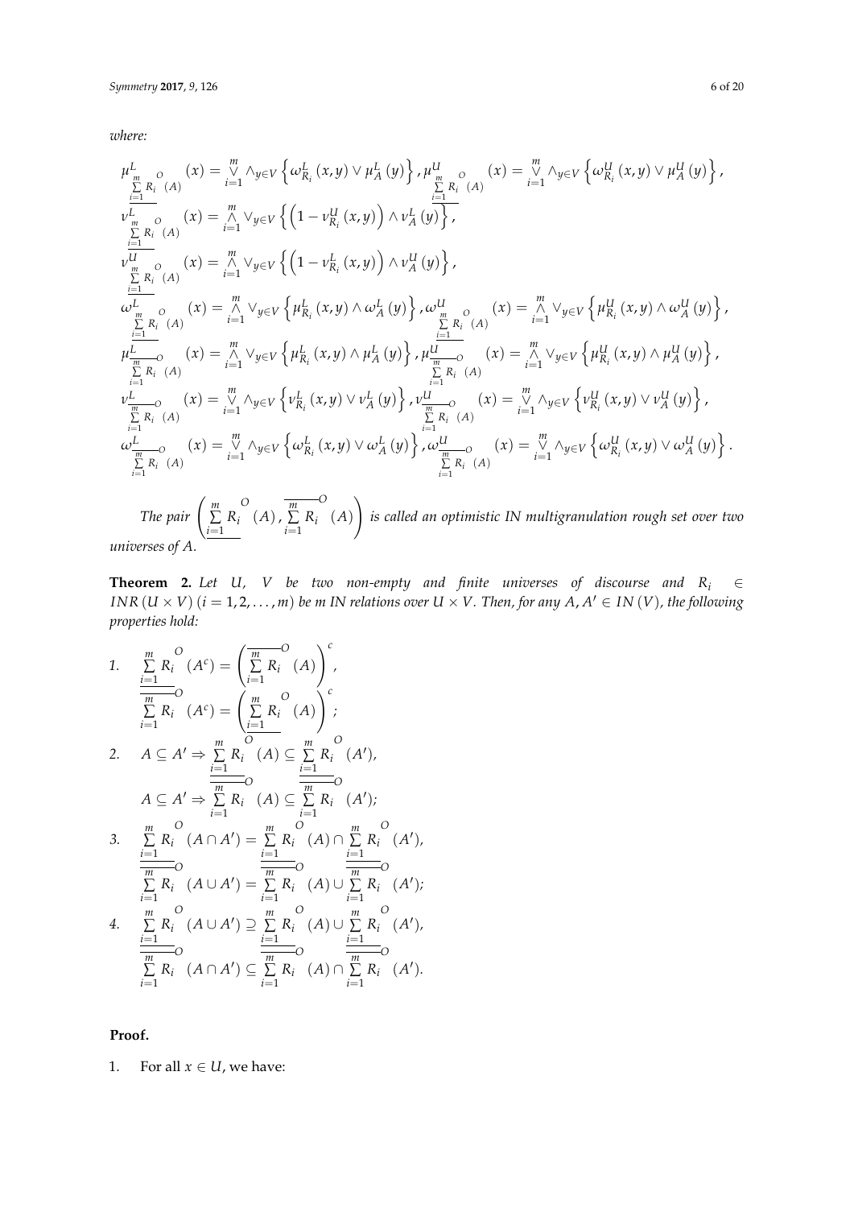*where:*

$$\mu^L_{\underline{\sum_{i=1}^{m} R_i}^{O}(A)}(x) = \overset{m}{\underset{i=1}{\vee}} \wedge_{y\in V}\left\{\omega^L_{R_i}(x,y) \vee \mu^L_A(y)\right\}, \mu^U_{\underline{\sum_{i=1}^{m} R_i}^{O}(A)}(x) = \overset{m}{\underset{i=1}{\vee}} \wedge_{y\in V}\left\{\omega^U_{R_i}(x,y) \vee \mu^U_A(y)\right\},$$

$$\nu^L_{\underline{\sum_{i=1}^{m} R_i}^{O}(A)}(x) = \overset{m}{\underset{i=1}{\wedge}} \vee_{y\in V}\left\{\left(1-\nu^U_{R_i}(x,y)\right) \wedge \nu^L_A(y)\right\},$$

$$\nu^U_{\underline{\sum_{i=1}^{m} R_i}^{O}(A)}(x) = \overset{m}{\underset{i=1}{\wedge}} \vee_{y\in V}\left\{\left(1-\nu^L_{R_i}(x,y)\right) \wedge \nu^U_A(y)\right\},$$

$$\omega^L_{\underline{\sum_{i=1}^{m} R_i}^{O}(A)}(x) = \overset{m}{\underset{i=1}{\wedge}} \vee_{y\in V}\left\{\mu^L_{R_i}(x,y) \wedge \omega^L_A(y)\right\}, \omega^U_{\underline{\sum_{i=1}^{m} R_i}^{O}(A)}(x) = \overset{m}{\underset{i=1}{\wedge}} \vee_{y\in V}\left\{\mu^U_{R_i}(x,y) \wedge \omega^U_A(y)\right\},$$

$$\mu^L_{\overline{\sum_{i=1}^{m} R_i}^{O}(A)}(x) = \overset{m}{\underset{i=1}{\wedge}} \vee_{y\in V}\left\{\mu^L_{R_i}(x,y) \wedge \mu^L_A(y)\right\}, \mu^U_{\overline{\sum_{i=1}^{m} R_i}^{O}(A)}(x) = \overset{m}{\underset{i=1}{\wedge}} \vee_{y\in V}\left\{\mu^U_{R_i}(x,y) \wedge \mu^U_A(y)\right\},$$

$$\nu^L_{\overline{\sum_{i=1}^{m} R_i}^{O}(A)}(x) = \overset{m}{\underset{i=1}{\vee}} \wedge_{y\in V}\left\{\nu^L_{R_i}(x,y) \vee \nu^L_A(y)\right\}, \nu^U_{\overline{\sum_{i=1}^{m} R_i}^{O}(A)}(x) = \overset{m}{\underset{i=1}{\vee}} \wedge_{y\in V}\left\{\nu^U_{R_i}(x,y) \vee \nu^U_A(y)\right\},$$

$$\omega^L_{\overline{\sum_{i=1}^{m} R_i}^{O}(A)}(x) = \overset{m}{\underset{i=1}{\vee}} \wedge_{y\in V}\left\{\omega^L_{R_i}(x,y) \vee \omega^L_A(y)\right\}, \omega^U_{\overline{\sum_{i=1}^{m} R_i}^{O}(A)}(x) = \overset{m}{\underset{i=1}{\vee}} \wedge_{y\in V}\left\{\omega^U_{R_i}(x,y) \vee \omega^U_A(y)\right\}.$$

*The pair* $\left(\underline{\sum_{i=1}^{m} R_i}^{O}(A), \overline{\sum_{i=1}^{m} R_i}^{O}(A)\right)$ *is called an optimistic IN multigranulation rough set over two universes of A.*

**Theorem 2.** *Let $U$, $V$ be two non-empty and finite universes of discourse and $R_i \in INR(U \times V)$ $(i = 1, 2, \ldots, m)$ be m IN relations over $U \times V$. Then, for any $A, A' \in IN(V)$, the following properties hold:*

1. $\underline{\sum_{i=1}^{m} R_i}^{O}(A^c) = \left(\overline{\sum_{i=1}^{m} R_i}^{O}(A)\right)^c$,

   $\overline{\sum_{i=1}^{m} R_i}^{O}(A^c) = \left(\underline{\sum_{i=1}^{m} R_i}^{O}(A)\right)^c$;

2. $A \subseteq A' \Rightarrow \underline{\sum_{i=1}^{m} R_i}^{O}(A) \subseteq \underline{\sum_{i=1}^{m} R_i}^{O}(A')$,

   $A \subseteq A' \Rightarrow \overline{\sum_{i=1}^{m} R_i}^{O}(A) \subseteq \overline{\sum_{i=1}^{m} R_i}^{O}(A')$;

3. $\underline{\sum_{i=1}^{m} R_i}^{O}(A \cap A') = \underline{\sum_{i=1}^{m} R_i}^{O}(A) \cap \underline{\sum_{i=1}^{m} R_i}^{O}(A')$,

   $\overline{\sum_{i=1}^{m} R_i}^{O}(A \cup A') = \overline{\sum_{i=1}^{m} R_i}^{O}(A) \cup \overline{\sum_{i=1}^{m} R_i}^{O}(A')$;

4. $\underline{\sum_{i=1}^{m} R_i}^{O}(A \cup A') \supseteq \underline{\sum_{i=1}^{m} R_i}^{O}(A) \cup \underline{\sum_{i=1}^{m} R_i}^{O}(A')$,

   $\overline{\sum_{i=1}^{m} R_i}^{O}(A \cap A') \subseteq \overline{\sum_{i=1}^{m} R_i}^{O}(A) \cap \overline{\sum_{i=1}^{m} R_i}^{O}(A')$.

**Proof.**

1. For all $x \in U$, we have: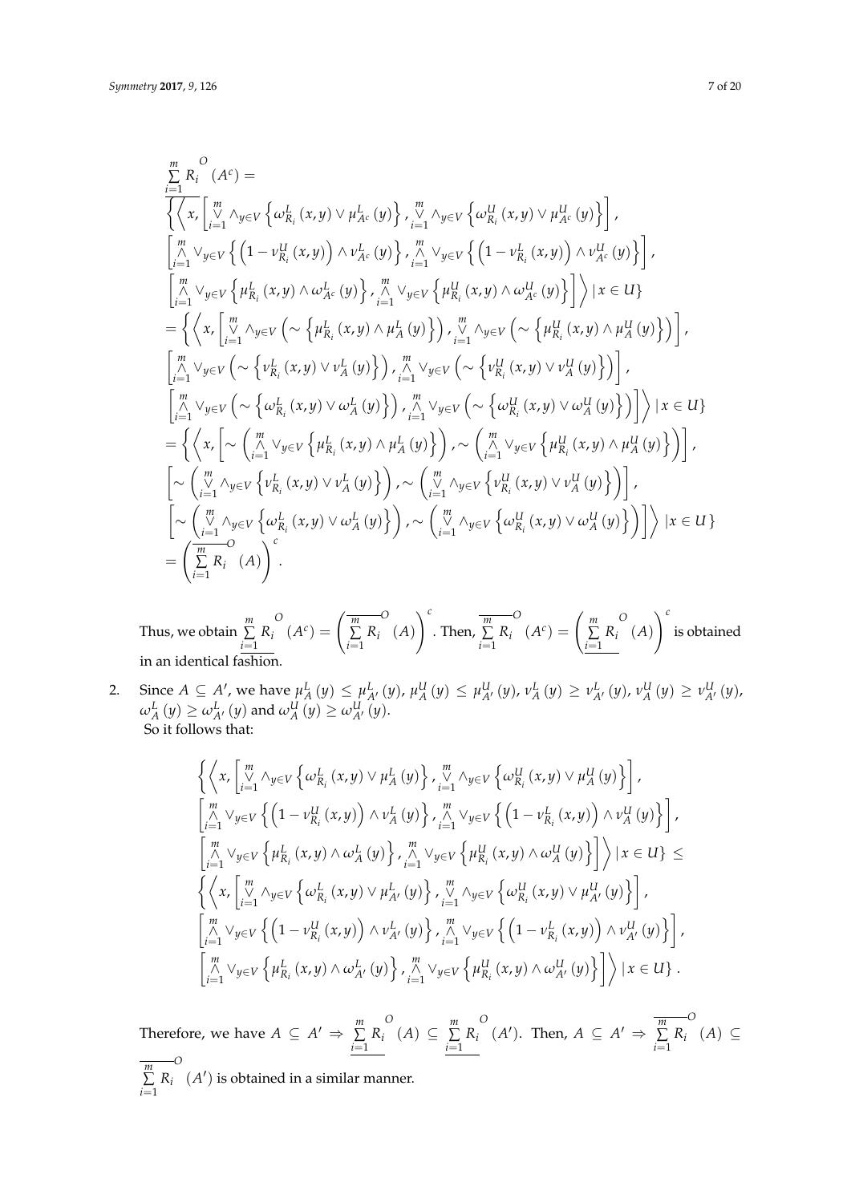$$
\begin{aligned}
&\underline{\sum_{i=1}^{m} R_i}^{O}\left(A^c\right) = \\
&\left\{\left\langle x, \left[\overset{m}{\underset{i=1}{\vee}} \wedge_{y \in V}\left\{\omega_{R_i}^L(x,y) \vee \mu_{A^c}^L(y)\right\}, \overset{m}{\underset{i=1}{\vee}} \wedge_{y \in V}\left\{\omega_{R_i}^U(x,y) \vee \mu_{A^c}^U(y)\right\}\right],\right.\right. \\
&\left[\overset{m}{\underset{i=1}{\wedge}} \vee_{y \in V}\left\{\left(1-\nu_{R_i}^U(x,y)\right) \wedge \nu_{A^c}^L(y)\right\}, \overset{m}{\underset{i=1}{\wedge}} \vee_{y \in V}\left\{\left(1-\nu_{R_i}^L(x,y)\right) \wedge \nu_{A^c}^U(y)\right\}\right], \\
&\left.\left.\left[\overset{m}{\underset{i=1}{\wedge}} \vee_{y \in V}\left\{\mu_{R_i}^L(x,y) \wedge \omega_{A^c}^L(y)\right\}, \overset{m}{\underset{i=1}{\wedge}} \vee_{y \in V}\left\{\mu_{R_i}^U(x,y) \wedge \omega_{A^c}^U(y)\right\}\right]\right\rangle \mid x \in U\right\} \\
&= \left\{\left\langle x, \left[\overset{m}{\underset{i=1}{\vee}} \wedge_{y \in V}\left(\sim\left\{\mu_{R_i}^L(x,y) \wedge \mu_A^L(y)\right\}\right), \overset{m}{\underset{i=1}{\vee}} \wedge_{y \in V}\left(\sim\left\{\mu_{R_i}^U(x,y) \wedge \mu_A^U(y)\right\}\right)\right],\right.\right. \\
&\left[\overset{m}{\underset{i=1}{\wedge}} \vee_{y \in V}\left(\sim\left\{\nu_{R_i}^L(x,y) \vee \nu_A^L(y)\right\}\right), \overset{m}{\underset{i=1}{\wedge}} \vee_{y \in V}\left(\sim\left\{\nu_{R_i}^U(x,y) \vee \nu_A^U(y)\right\}\right)\right], \\
&\left.\left.\left[\overset{m}{\underset{i=1}{\wedge}} \vee_{y \in V}\left(\sim\left\{\omega_{R_i}^L(x,y) \vee \omega_A^L(y)\right\}\right), \overset{m}{\underset{i=1}{\wedge}} \vee_{y \in V}\left(\sim\left\{\omega_{R_i}^U(x,y) \vee \omega_A^U(y)\right\}\right)\right]\right\rangle \mid x \in U\right\} \\
&= \left\{\left\langle x, \left[\sim\left(\overset{m}{\underset{i=1}{\wedge}} \vee_{y \in V}\left\{\mu_{R_i}^L(x,y) \wedge \mu_A^L(y)\right\}\right), \sim\left(\overset{m}{\underset{i=1}{\wedge}} \vee_{y \in V}\left\{\mu_{R_i}^U(x,y) \wedge \mu_A^U(y)\right\}\right)\right],\right.\right. \\
&\left[\sim\left(\overset{m}{\underset{i=1}{\vee}} \wedge_{y \in V}\left\{\nu_{R_i}^L(x,y) \vee \nu_A^L(y)\right\}\right), \sim\left(\overset{m}{\underset{i=1}{\vee}} \wedge_{y \in V}\left\{\nu_{R_i}^U(x,y) \vee \nu_A^U(y)\right\}\right)\right], \\
&\left.\left.\left[\sim\left(\overset{m}{\underset{i=1}{\vee}} \wedge_{y \in V}\left\{\omega_{R_i}^L(x,y) \vee \omega_A^L(y)\right\}\right), \sim\left(\overset{m}{\underset{i=1}{\vee}} \wedge_{y \in V}\left\{\omega_{R_i}^U(x,y) \vee \omega_A^U(y)\right\}\right)\right]\right\rangle \mid x \in U\right\} \\
&= \left(\overline{\sum_{i=1}^{m} R_i}^{O}(A)\right)^c.
\end{aligned}
$$

Thus, we obtain $\underline{\sum_{i=1}^{m} R_i}^{O}(A^c) = \left(\overline{\sum_{i=1}^{m} R_i}^{O}(A)\right)^c$. Then, $\overline{\sum_{i=1}^{m} R_i}^{O}(A^c) = \left(\underline{\sum_{i=1}^{m} R_i}^{O}(A)\right)^c$ is obtained in an identical fashion.

2. Since $A \subseteq A'$, we have $\mu_A^L(y) \leq \mu_{A'}^L(y)$, $\mu_A^U(y) \leq \mu_{A'}^U(y)$, $\nu_A^L(y) \geq \nu_{A'}^L(y)$, $\nu_A^U(y) \geq \nu_{A'}^U(y)$, $\omega_A^L(y) \geq \omega_{A'}^L(y)$ and $\omega_A^U(y) \geq \omega_{A'}^U(y)$.
So it follows that:

$$
\begin{aligned}
&\left\{\left\langle x, \left[\overset{m}{\underset{i=1}{\vee}} \wedge_{y \in V}\left\{\omega_{R_i}^L(x,y) \vee \mu_A^L(y)\right\}, \overset{m}{\underset{i=1}{\vee}} \wedge_{y \in V}\left\{\omega_{R_i}^U(x,y) \vee \mu_A^U(y)\right\}\right],\right.\right. \\
&\left[\overset{m}{\underset{i=1}{\wedge}} \vee_{y \in V}\left\{\left(1-\nu_{R_i}^U(x,y)\right) \wedge \nu_A^L(y)\right\}, \overset{m}{\underset{i=1}{\wedge}} \vee_{y \in V}\left\{\left(1-\nu_{R_i}^L(x,y)\right) \wedge \nu_A^U(y)\right\}\right], \\
&\left.\left.\left[\overset{m}{\underset{i=1}{\wedge}} \vee_{y \in V}\left\{\mu_{R_i}^L(x,y) \wedge \omega_A^L(y)\right\}, \overset{m}{\underset{i=1}{\wedge}} \vee_{y \in V}\left\{\mu_{R_i}^U(x,y) \wedge \omega_A^U(y)\right\}\right]\right\rangle \mid x \in U\right\} \leq \\
&\left\{\left\langle x, \left[\overset{m}{\underset{i=1}{\vee}} \wedge_{y \in V}\left\{\omega_{R_i}^L(x,y) \vee \mu_{A'}^L(y)\right\}, \overset{m}{\underset{i=1}{\vee}} \wedge_{y \in V}\left\{\omega_{R_i}^U(x,y) \vee \mu_{A'}^U(y)\right\}\right],\right.\right. \\
&\left[\overset{m}{\underset{i=1}{\wedge}} \vee_{y \in V}\left\{\left(1-\nu_{R_i}^U(x,y)\right) \wedge \nu_{A'}^L(y)\right\}, \overset{m}{\underset{i=1}{\wedge}} \vee_{y \in V}\left\{\left(1-\nu_{R_i}^L(x,y)\right) \wedge \nu_{A'}^U(y)\right\}\right], \\
&\left.\left.\left[\overset{m}{\underset{i=1}{\wedge}} \vee_{y \in V}\left\{\mu_{R_i}^L(x,y) \wedge \omega_{A'}^L(y)\right\}, \overset{m}{\underset{i=1}{\wedge}} \vee_{y \in V}\left\{\mu_{R_i}^U(x,y) \wedge \omega_{A'}^U(y)\right\}\right]\right\rangle \mid x \in U\right\}.
\end{aligned}
$$

Therefore, we have $A \subseteq A' \Rightarrow \underline{\sum_{i=1}^{m} R_i}^{O}(A) \subseteq \underline{\sum_{i=1}^{m} R_i}^{O}(A')$. Then, $A \subseteq A' \Rightarrow \overline{\sum_{i=1}^{m} R_i}^{O}(A) \subseteq \overline{\sum_{i=1}^{m} R_i}^{O}(A')$ is obtained in a similar manner.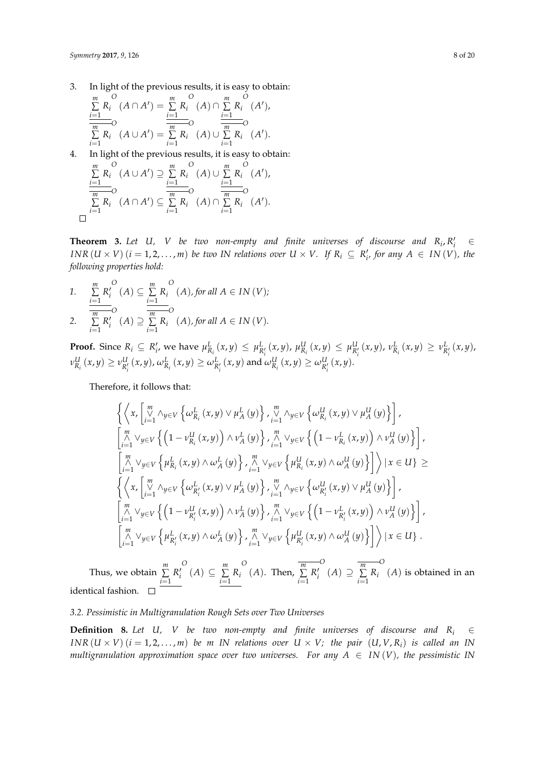3. In light of the previous results, it is easy to obtain:

$$\underline{\sum_{i=1}^{m} R_i}^{O}(A \cap A') = \underline{\sum_{i=1}^{m} R_i}^{O}(A) \cap \underline{\sum_{i=1}^{m} R_i}^{O}(A'),$$

$$\overline{\sum_{i=1}^{m} R_i}^{O}(A \cup A') = \overline{\sum_{i=1}^{m} R_i}^{O}(A) \cup \overline{\sum_{i=1}^{m} R_i}^{O}(A').$$

4. In light of the previous results, it is easy to obtain:

$$\underline{\sum_{i=1}^{m} R_i}^{O}(A \cup A') \supseteq \underline{\sum_{i=1}^{m} R_i}^{O}(A) \cup \underline{\sum_{i=1}^{m} R_i}^{O}(A'),$$

$$\overline{\sum_{i=1}^{m} R_i}^{O}(A \cap A') \subseteq \overline{\sum_{i=1}^{m} R_i}^{O}(A) \cap \overline{\sum_{i=1}^{m} R_i}^{O}(A').$$

□

**Theorem 3.** *Let $U$, $V$ be two non-empty and finite universes of discourse and $R_i, R'_i \in INR(U \times V)$ $(i = 1, 2, \ldots, m)$ be two IN relations over $U \times V$. If $R_i \subseteq R'_i$, for any $A \in IN(V)$, the following properties hold:*

1. $\underline{\sum_{i=1}^{m} R'_i}^{O}(A) \subseteq \underline{\sum_{i=1}^{m} R_i}^{O}(A)$, *for all $A \in IN(V)$;*
2. $\overline{\sum_{i=1}^{m} R'_i}^{O}(A) \supseteq \overline{\sum_{i=1}^{m} R_i}^{O}(A)$, *for all $A \in IN(V)$.*

**Proof.** Since $R_i \subseteq R'_i$, we have $\mu^L_{R_i}(x,y) \leq \mu^L_{R'_i}(x,y)$, $\mu^U_{R_i}(x,y) \leq \mu^U_{R'_i}(x,y)$, $\nu^L_{R_i}(x,y) \geq \nu^L_{R'_i}(x,y)$, $\nu^U_{R_i}(x,y) \geq \nu^U_{R'_i}(x,y)$, $\omega^L_{R_i}(x,y) \geq \omega^L_{R'_i}(x,y)$ and $\omega^U_{R_i}(x,y) \geq \omega^U_{R'_i}(x,y)$.

Therefore, it follows that:

$$\begin{aligned}
&\Big\{ \Big\langle x, \Big[ \bigvee_{i=1}^{m} \wedge_{y \in V} \left\{ \omega^L_{R_i}(x,y) \vee \mu^L_A(y) \right\}, \bigvee_{i=1}^{m} \wedge_{y \in V} \left\{ \omega^U_{R_i}(x,y) \vee \mu^U_A(y) \right\} \Big], \\
&\Big[ \bigwedge_{i=1}^{m} \vee_{y \in V} \left\{ \left(1 - \nu^U_{R_i}(x,y)\right) \wedge \nu^L_A(y) \right\}, \bigwedge_{i=1}^{m} \vee_{y \in V} \left\{ \left(1 - \nu^L_{R_i}(x,y)\right) \wedge \nu^U_A(y) \right\} \Big], \\
&\Big[ \bigwedge_{i=1}^{m} \vee_{y \in V} \left\{ \mu^L_{R_i}(x,y) \wedge \omega^L_A(y) \right\}, \bigwedge_{i=1}^{m} \vee_{y \in V} \left\{ \mu^U_{R_i}(x,y) \wedge \omega^U_A(y) \right\} \Big] \Big\rangle \mid x \in U \Big\} \geq \\
&\Big\{ \Big\langle x, \Big[ \bigvee_{i=1}^{m} \wedge_{y \in V} \left\{ \omega^L_{R'_i}(x,y) \vee \mu^L_A(y) \right\}, \bigvee_{i=1}^{m} \wedge_{y \in V} \left\{ \omega^U_{R'_i}(x,y) \vee \mu^U_A(y) \right\} \Big], \\
&\Big[ \bigwedge_{i=1}^{m} \vee_{y \in V} \left\{ \left(1 - \nu^U_{R'_i}(x,y)\right) \wedge \nu^L_A(y) \right\}, \bigwedge_{i=1}^{m} \vee_{y \in V} \left\{ \left(1 - \nu^L_{R'_i}(x,y)\right) \wedge \nu^U_A(y) \right\} \Big], \\
&\Big[ \bigwedge_{i=1}^{m} \vee_{y \in V} \left\{ \mu^L_{R'_i}(x,y) \wedge \omega^L_A(y) \right\}, \bigwedge_{i=1}^{m} \vee_{y \in V} \left\{ \mu^U_{R'_i}(x,y) \wedge \omega^U_A(y) \right\} \Big] \Big\rangle \mid x \in U \Big\}.
\end{aligned}$$

Thus, we obtain $\underline{\sum_{i=1}^{m} R'_i}^{O}(A) \subseteq \underline{\sum_{i=1}^{m} R_i}^{O}(A)$. Then, $\overline{\sum_{i=1}^{m} R'_i}^{O}(A) \supseteq \overline{\sum_{i=1}^{m} R_i}^{O}(A)$ is obtained in an identical fashion. □

### 3.2. Pessimistic in Multigranulation Rough Sets over Two Universes

**Definition 8.** *Let $U$, $V$ be two non-empty and finite universes of discourse and $R_i \in INR(U \times V)$ $(i = 1, 2, \ldots, m)$ be $m$ IN relations over $U \times V$; the pair $(U, V, R_i)$ is called an IN multigranulation approximation space over two universes. For any $A \in IN(V)$, the pessimistic IN*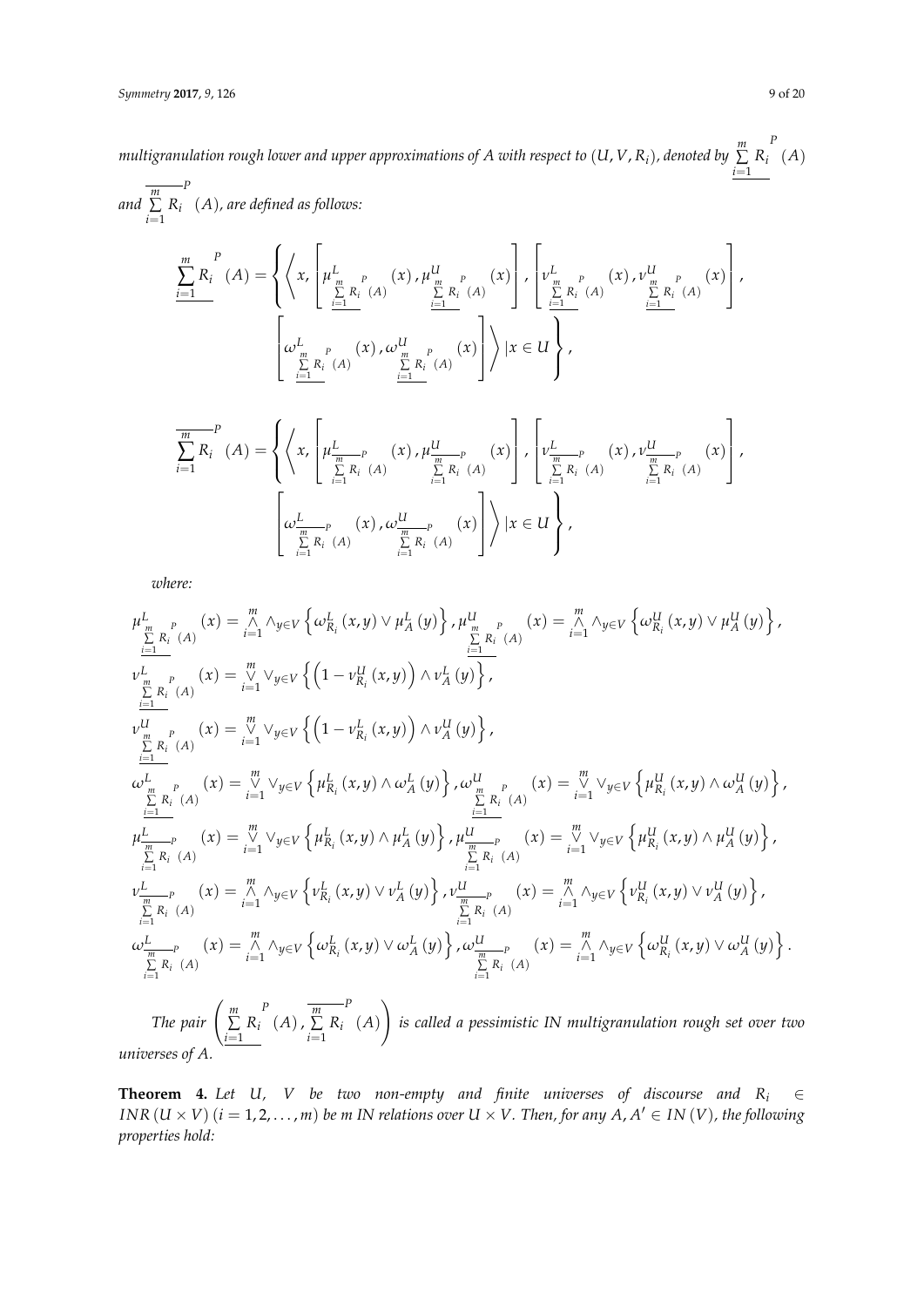*multigranulation rough lower and upper approximations of A with respect to $(U, V, R_i)$, denoted by $\underline{\sum_{i=1}^{m} R_i}^{P}(A)$ and $\overline{\sum_{i=1}^{m} R_i}^{P}(A)$, are defined as follows:*

$$\underline{\sum_{i=1}^{m} R_i}^{P}(A) = \left\{ \left\langle x, \left[ \mu^L_{\underline{\sum_{i=1}^{m} R_i}^{P}(A)}(x), \mu^U_{\underline{\sum_{i=1}^{m} R_i}^{P}(A)}(x) \right], \left[ \nu^L_{\underline{\sum_{i=1}^{m} R_i}^{P}(A)}(x), \nu^U_{\underline{\sum_{i=1}^{m} R_i}^{P}(A)}(x) \right], \left[ \omega^L_{\underline{\sum_{i=1}^{m} R_i}^{P}(A)}(x), \omega^U_{\underline{\sum_{i=1}^{m} R_i}^{P}(A)}(x) \right] \right\rangle | x \in U \right\},$$

$$\overline{\sum_{i=1}^{m} R_i}^{P}(A) = \left\{ \left\langle x, \left[ \mu^L_{\overline{\sum_{i=1}^{m} R_i}^{P}(A)}(x), \mu^U_{\overline{\sum_{i=1}^{m} R_i}^{P}(A)}(x) \right], \left[ \nu^L_{\overline{\sum_{i=1}^{m} R_i}^{P}(A)}(x), \nu^U_{\overline{\sum_{i=1}^{m} R_i}^{P}(A)}(x) \right], \left[ \omega^L_{\overline{\sum_{i=1}^{m} R_i}^{P}(A)}(x), \omega^U_{\overline{\sum_{i=1}^{m} R_i}^{P}(A)}(x) \right] \right\rangle | x \in U \right\},$$

*where:*

$$\mu^L_{\underline{\sum_{i=1}^{m} R_i}^{P}(A)}(x) = \bigwedge_{i=1}^{m} \wedge_{y \in V} \left\{ \omega^L_{R_i}(x,y) \vee \mu^L_A(y) \right\}, \mu^U_{\underline{\sum_{i=1}^{m} R_i}^{P}(A)}(x) = \bigwedge_{i=1}^{m} \wedge_{y \in V} \left\{ \omega^U_{R_i}(x,y) \vee \mu^U_A(y) \right\},$$

$$\nu^L_{\underline{\sum_{i=1}^{m} R_i}^{P}(A)}(x) = \bigvee_{i=1}^{m} \vee_{y \in V} \left\{ \left(1 - \nu^U_{R_i}(x,y)\right) \wedge \nu^L_A(y) \right\},$$

$$\nu^U_{\underline{\sum_{i=1}^{m} R_i}^{P}(A)}(x) = \bigvee_{i=1}^{m} \vee_{y \in V} \left\{ \left(1 - \nu^L_{R_i}(x,y)\right) \wedge \nu^U_A(y) \right\},$$

$$\omega^L_{\underline{\sum_{i=1}^{m} R_i}^{P}(A)}(x) = \bigvee_{i=1}^{m} \vee_{y \in V} \left\{ \mu^L_{R_i}(x,y) \wedge \omega^L_A(y) \right\}, \omega^U_{\underline{\sum_{i=1}^{m} R_i}^{P}(A)}(x) = \bigvee_{i=1}^{m} \vee_{y \in V} \left\{ \mu^U_{R_i}(x,y) \wedge \omega^U_A(y) \right\},$$

$$\mu^L_{\overline{\sum_{i=1}^{m} R_i}^{P}(A)}(x) = \bigvee_{i=1}^{m} \vee_{y \in V} \left\{ \mu^L_{R_i}(x,y) \wedge \mu^L_A(y) \right\}, \mu^U_{\overline{\sum_{i=1}^{m} R_i}^{P}(A)}(x) = \bigvee_{i=1}^{m} \vee_{y \in V} \left\{ \mu^U_{R_i}(x,y) \wedge \mu^U_A(y) \right\},$$

$$\nu^L_{\overline{\sum_{i=1}^{m} R_i}^{P}(A)}(x) = \bigwedge_{i=1}^{m} \wedge_{y \in V} \left\{ \nu^L_{R_i}(x,y) \vee \nu^L_A(y) \right\}, \nu^U_{\overline{\sum_{i=1}^{m} R_i}^{P}(A)}(x) = \bigwedge_{i=1}^{m} \wedge_{y \in V} \left\{ \nu^U_{R_i}(x,y) \vee \nu^U_A(y) \right\},$$

$$\omega^L_{\overline{\sum_{i=1}^{m} R_i}^{P}(A)}(x) = \bigwedge_{i=1}^{m} \wedge_{y \in V} \left\{ \omega^L_{R_i}(x,y) \vee \omega^L_A(y) \right\}, \omega^U_{\overline{\sum_{i=1}^{m} R_i}^{P}(A)}(x) = \bigwedge_{i=1}^{m} \wedge_{y \in V} \left\{ \omega^U_{R_i}(x,y) \vee \omega^U_A(y) \right\}.$$

*The pair $\left( \underline{\sum_{i=1}^{m} R_i}^{P}(A), \overline{\sum_{i=1}^{m} R_i}^{P}(A) \right)$ is called a pessimistic IN multigranulation rough set over two universes of A.*

**Theorem 4.** *Let $U$, $V$ be two non-empty and finite universes of discourse and $R_i \in INR(U \times V)$ $(i = 1, 2, \ldots, m)$ be m IN relations over $U \times V$. Then, for any $A, A' \in IN(V)$, the following properties hold:*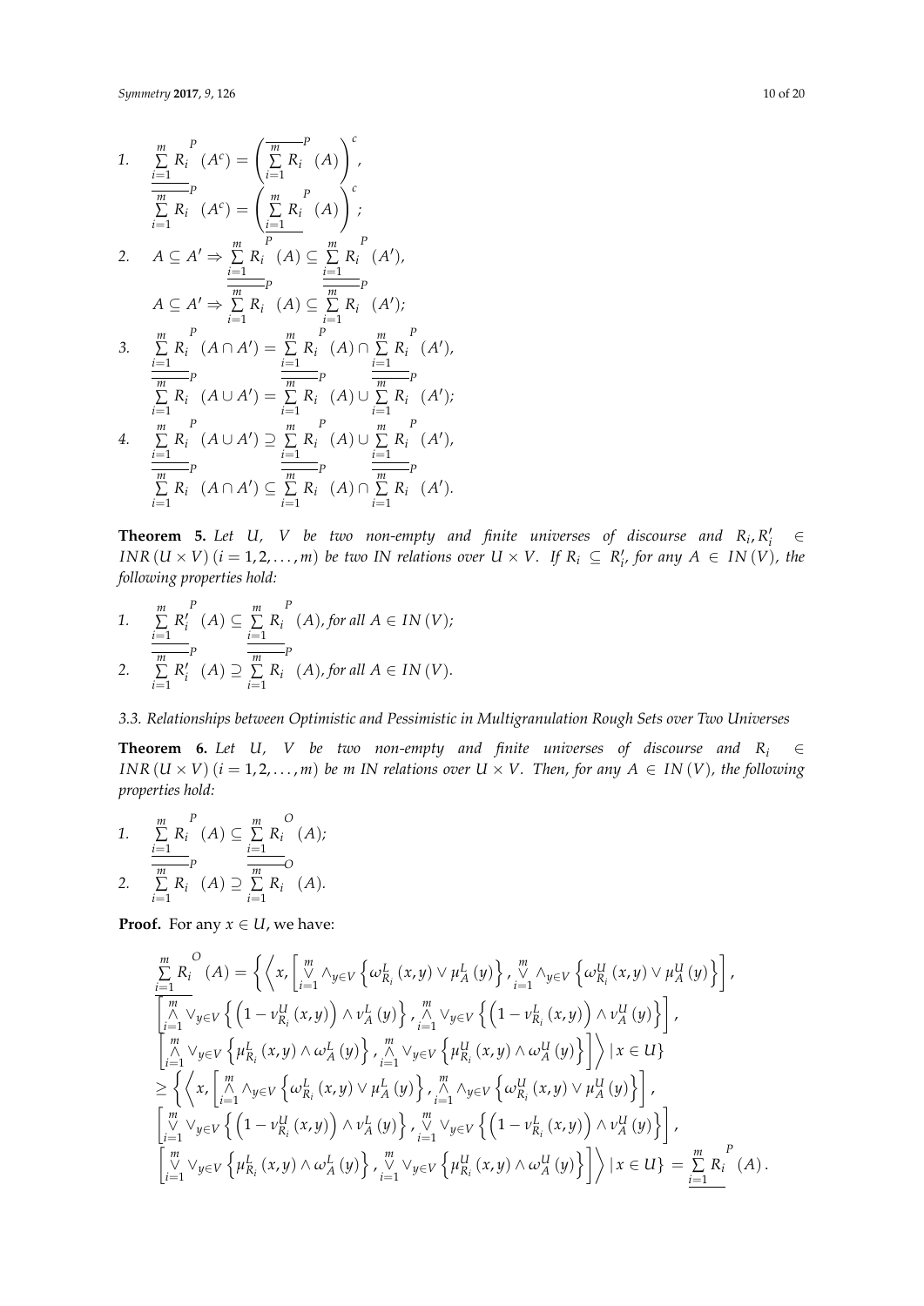1. $\underline{\sum_{i=1}^{m} R_i}^{P}(A^c) = \left(\overline{\sum_{i=1}^{m} R_i}^{P}(A)\right)^c$,

   $\overline{\sum_{i=1}^{m} R_i}^{P}(A^c) = \left(\underline{\sum_{i=1}^{m} R_i}^{P}(A)\right)^c$;

2. $A \subseteq A' \Rightarrow \underline{\sum_{i=1}^{m} R_i}^{P}(A) \subseteq \underline{\sum_{i=1}^{m} R_i}^{P}(A')$,

   $A \subseteq A' \Rightarrow \overline{\sum_{i=1}^{m} R_i}^{P}(A) \subseteq \overline{\sum_{i=1}^{m} R_i}^{P}(A')$;

3. $\underline{\sum_{i=1}^{m} R_i}^{P}(A \cap A') = \underline{\sum_{i=1}^{m} R_i}^{P}(A) \cap \underline{\sum_{i=1}^{m} R_i}^{P}(A')$,

   $\overline{\sum_{i=1}^{m} R_i}^{P}(A \cup A') = \overline{\sum_{i=1}^{m} R_i}^{P}(A) \cup \overline{\sum_{i=1}^{m} R_i}^{P}(A')$;

4. $\underline{\sum_{i=1}^{m} R_i}^{P}(A \cup A') \supseteq \underline{\sum_{i=1}^{m} R_i}^{P}(A) \cup \underline{\sum_{i=1}^{m} R_i}^{P}(A')$,

   $\overline{\sum_{i=1}^{m} R_i}^{P}(A \cap A') \subseteq \overline{\sum_{i=1}^{m} R_i}^{P}(A) \cap \overline{\sum_{i=1}^{m} R_i}^{P}(A')$.

**Theorem 5.** *Let $U$, $V$ be two non-empty and finite universes of discourse and $R_i, R_i' \in INR(U \times V)$ $(i = 1, 2, \ldots, m)$ be two IN relations over $U \times V$. If $R_i \subseteq R_i'$, for any $A \in IN(V)$, the following properties hold:*

1. $\underline{\sum_{i=1}^{m} R_i'}^{P}(A) \subseteq \underline{\sum_{i=1}^{m} R_i}^{P}(A)$, *for all $A \in IN(V)$;*
2. $\overline{\sum_{i=1}^{m} R_i'}^{P}(A) \supseteq \overline{\sum_{i=1}^{m} R_i}^{P}(A)$, *for all $A \in IN(V)$.*

### 3.3. Relationships between Optimistic and Pessimistic in Multigranulation Rough Sets over Two Universes

**Theorem 6.** *Let $U$, $V$ be two non-empty and finite universes of discourse and $R_i \in INR(U \times V)$ $(i = 1, 2, \ldots, m)$ be $m$ IN relations over $U \times V$. Then, for any $A \in IN(V)$, the following properties hold:*

1. $\underline{\sum_{i=1}^{m} R_i}^{P}(A) \subseteq \underline{\sum_{i=1}^{m} R_i}^{O}(A)$;
2. $\overline{\sum_{i=1}^{m} R_i}^{P}(A) \supseteq \overline{\sum_{i=1}^{m} R_i}^{O}(A)$.

**Proof.** For any $x \in U$, we have:

$$
\begin{aligned}
&\underline{\sum_{i=1}^{m} R_i}^{O}(A) = \Big\{ \Big\langle x, \Big[ \mathop{\vee}_{i=1}^{m} \wedge_{y \in V} \left\{ \omega_{R_i}^{L}(x,y) \vee \mu_A^{L}(y) \right\}, \mathop{\vee}_{i=1}^{m} \wedge_{y \in V} \left\{ \omega_{R_i}^{U}(x,y) \vee \mu_A^{U}(y) \right\} \Big], \\
&\Big[ \mathop{\wedge}_{i=1}^{m} \vee_{y \in V} \left\{ \left(1 - \nu_{R_i}^{U}(x,y)\right) \wedge \nu_A^{L}(y) \right\}, \mathop{\wedge}_{i=1}^{m} \vee_{y \in V} \left\{ \left(1 - \nu_{R_i}^{L}(x,y)\right) \wedge \nu_A^{U}(y) \right\} \Big], \\
&\Big[ \mathop{\wedge}_{i=1}^{m} \vee_{y \in V} \left\{ \mu_{R_i}^{L}(x,y) \wedge \omega_A^{L}(y) \right\}, \mathop{\wedge}_{i=1}^{m} \vee_{y \in V} \left\{ \mu_{R_i}^{U}(x,y) \wedge \omega_A^{U}(y) \right\} \Big] \Big\rangle \mid x \in U \Big\} \\
&\geq \Big\{ \Big\langle x, \Big[ \mathop{\wedge}_{i=1}^{m} \wedge_{y \in V} \left\{ \omega_{R_i}^{L}(x,y) \vee \mu_A^{L}(y) \right\}, \mathop{\wedge}_{i=1}^{m} \wedge_{y \in V} \left\{ \omega_{R_i}^{U}(x,y) \vee \mu_A^{U}(y) \right\} \Big], \\
&\Big[ \mathop{\vee}_{i=1}^{m} \vee_{y \in V} \left\{ \left(1 - \nu_{R_i}^{U}(x,y)\right) \wedge \nu_A^{L}(y) \right\}, \mathop{\vee}_{i=1}^{m} \vee_{y \in V} \left\{ \left(1 - \nu_{R_i}^{L}(x,y)\right) \wedge \nu_A^{U}(y) \right\} \Big], \\
&\Big[ \mathop{\vee}_{i=1}^{m} \vee_{y \in V} \left\{ \mu_{R_i}^{L}(x,y) \wedge \omega_A^{L}(y) \right\}, \mathop{\vee}_{i=1}^{m} \vee_{y \in V} \left\{ \mu_{R_i}^{U}(x,y) \wedge \omega_A^{U}(y) \right\} \Big] \Big\rangle \mid x \in U \Big\} = \underline{\sum_{i=1}^{m} R_i}^{P}(A).
\end{aligned}
$$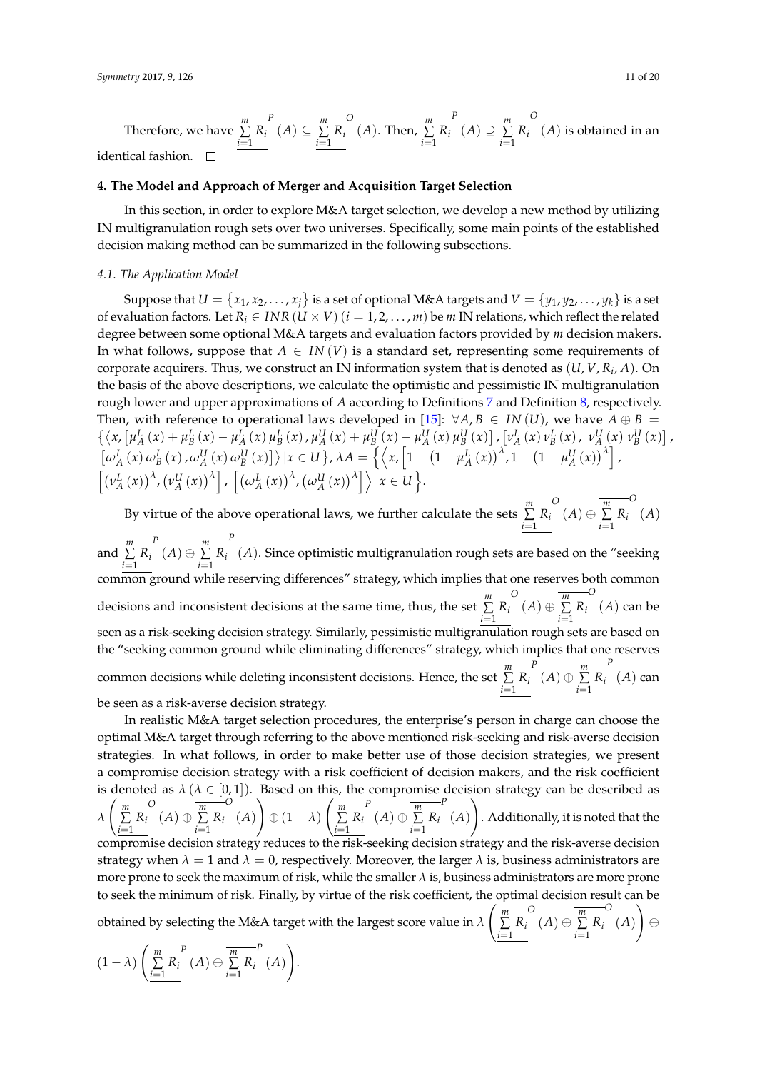Therefore, we have $\underline{\sum_{i=1}^{m} R_i}^{P}(A) \subseteq \underline{\sum_{i=1}^{m} R_i}^{O}(A)$. Then, $\overline{\sum_{i=1}^{m} R_i}^{P}(A) \supseteq \overline{\sum_{i=1}^{m} R_i}^{O}(A)$ is obtained in an identical fashion. □

## 4. The Model and Approach of Merger and Acquisition Target Selection

In this section, in order to explore M&A target selection, we develop a new method by utilizing IN multigranulation rough sets over two universes. Specifically, some main points of the established decision making method can be summarized in the following subsections.

### 4.1. The Application Model

Suppose that $U = \{x_1, x_2, \ldots, x_j\}$ is a set of optional M&A targets and $V = \{y_1, y_2, \ldots, y_k\}$ is a set of evaluation factors. Let $R_i \in INR(U \times V)$ $(i = 1, 2, \ldots, m)$ be $m$ IN relations, which reflect the related degree between some optional M&A targets and evaluation factors provided by $m$ decision makers. In what follows, suppose that $A \in IN(V)$ is a standard set, representing some requirements of corporate acquirers. Thus, we construct an IN information system that is denoted as $(U, V, R_i, A)$. On the basis of the above descriptions, we calculate the optimistic and pessimistic IN multigranulation rough lower and upper approximations of $A$ according to Definitions 7 and Definition 8, respectively. Then, with reference to operational laws developed in [15]: $\forall A, B \in IN(U)$, we have $A \oplus B = \{\langle x, [\mu_A^L(x) + \mu_B^L(x) - \mu_A^L(x)\mu_B^L(x), \mu_A^U(x) + \mu_B^U(x) - \mu_A^U(x)\mu_B^U(x)], [\nu_A^L(x)\nu_B^L(x), \nu_A^U(x)\nu_B^U(x)],$ $[\omega_A^L(x)\omega_B^L(x), \omega_A^U(x)\omega_B^U(x)]\rangle \mid x \in U\}$, $\lambda A = \left\{\left\langle x, \left[1 - \left(1 - \mu_A^L(x)\right)^{\lambda}, 1 - \left(1 - \mu_A^U(x)\right)^{\lambda}\right],\right.\right.$ $\left.\left.\left[\left(\nu_A^L(x)\right)^{\lambda}, \left(\nu_A^U(x)\right)^{\lambda}\right], \left[\left(\omega_A^L(x)\right)^{\lambda}, \left(\omega_A^U(x)\right)^{\lambda}\right]\right\rangle \mid x \in U\right\}$.

By virtue of the above operational laws, we further calculate the sets $\underline{\sum_{i=1}^{m} R_i}^{O}(A) \oplus \overline{\sum_{i=1}^{m} R_i}^{O}(A)$ and $\underline{\sum_{i=1}^{m} R_i}^{P}(A) \oplus \overline{\sum_{i=1}^{m} R_i}^{P}(A)$. Since optimistic multigranulation rough sets are based on the "seeking common ground while reserving differences" strategy, which implies that one reserves both common decisions and inconsistent decisions at the same time, thus, the set $\underline{\sum_{i=1}^{m} R_i}^{O}(A) \oplus \overline{\sum_{i=1}^{m} R_i}^{O}(A)$ can be seen as a risk-seeking decision strategy. Similarly, pessimistic multigranulation rough sets are based on the "seeking common ground while eliminating differences" strategy, which implies that one reserves common decisions while deleting inconsistent decisions. Hence, the set $\underline{\sum_{i=1}^{m} R_i}^{P}(A) \oplus \overline{\sum_{i=1}^{m} R_i}^{P}(A)$ can be seen as a risk-averse decision strategy.

In realistic M&A target selection procedures, the enterprise's person in charge can choose the optimal M&A target through referring to the above mentioned risk-seeking and risk-averse decision strategies. In what follows, in order to make better use of those decision strategies, we present a compromise decision strategy with a risk coefficient of decision makers, and the risk coefficient is denoted as $\lambda$ $(\lambda \in [0, 1])$. Based on this, the compromise decision strategy can be described as $\lambda\left(\underline{\sum_{i=1}^{m} R_i}^{O}(A) \oplus \overline{\sum_{i=1}^{m} R_i}^{O}(A)\right) \oplus (1 - \lambda)\left(\underline{\sum_{i=1}^{m} R_i}^{P}(A) \oplus \overline{\sum_{i=1}^{m} R_i}^{P}(A)\right)$. Additionally, it is noted that the compromise decision strategy reduces to the risk-seeking decision strategy and the risk-averse decision strategy when $\lambda = 1$ and $\lambda = 0$, respectively. Moreover, the larger $\lambda$ is, business administrators are more prone to seek the maximum of risk, while the smaller $\lambda$ is, business administrators are more prone to seek the minimum of risk. Finally, by virtue of the risk coefficient, the optimal decision result can be obtained by selecting the M&A target with the largest score value in $\lambda\left(\underline{\sum_{i=1}^{m} R_i}^{O}(A) \oplus \overline{\sum_{i=1}^{m} R_i}^{O}(A)\right) \oplus$ $(1 - \lambda)\left(\underline{\sum_{i=1}^{m} R_i}^{P}(A) \oplus \overline{\sum_{i=1}^{m} R_i}^{P}(A)\right)$.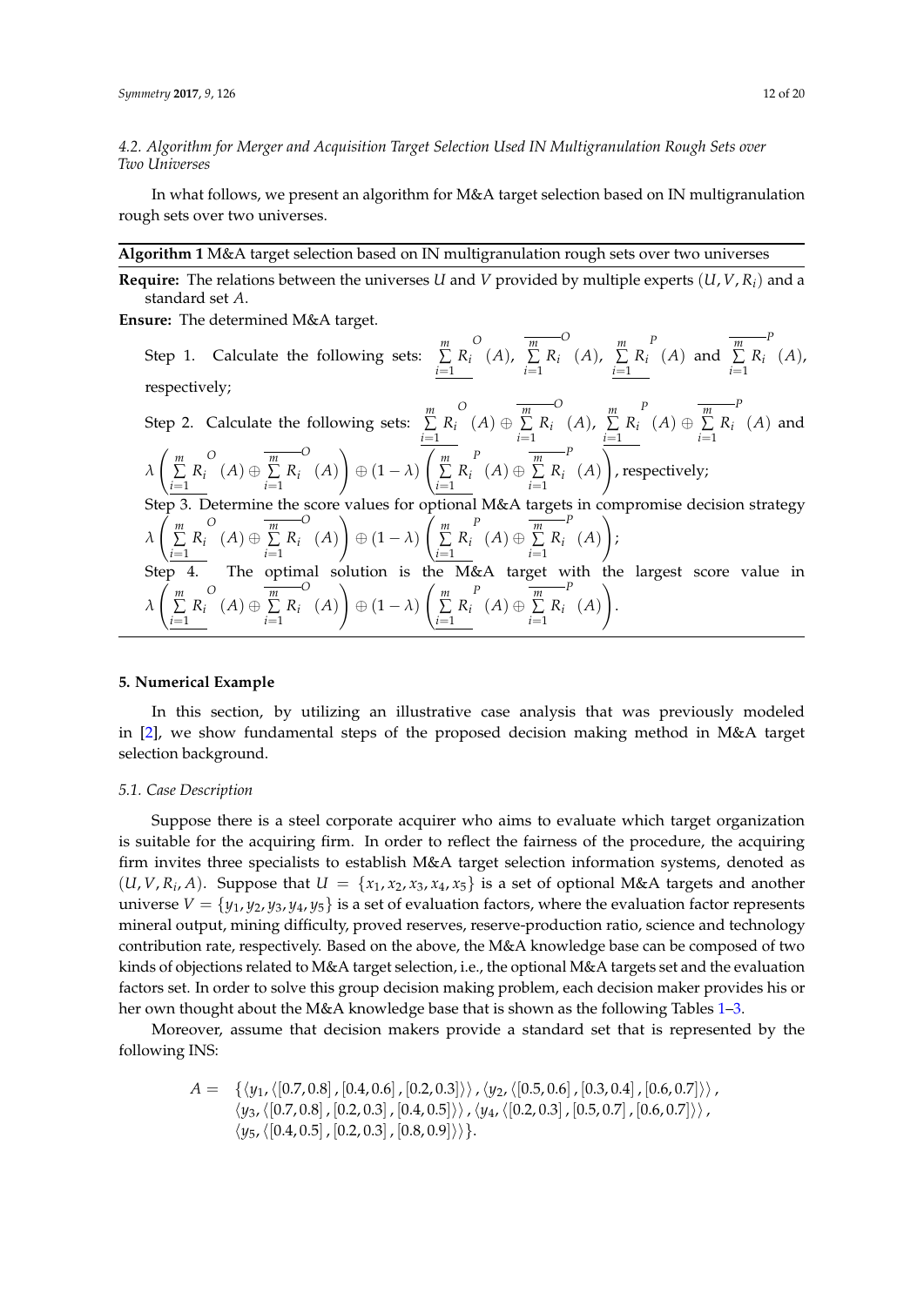### 4.2. Algorithm for Merger and Acquisition Target Selection Used IN Multigranulation Rough Sets over Two Universes

In what follows, we present an algorithm for M&A target selection based on IN multigranulation rough sets over two universes.

---

**Algorithm 1** M&A target selection based on IN multigranulation rough sets over two universes

---

**Require:** The relations between the universes $U$ and $V$ provided by multiple experts $(U, V, R_i)$ and a standard set $A$.

**Ensure:** The determined M&A target.

Step 1. Calculate the following sets: $\underline{\sum_{i=1}^{m} R_i}^{O}(A)$, $\overline{\sum_{i=1}^{m} R_i}^{O}(A)$, $\underline{\sum_{i=1}^{m} R_i}^{P}(A)$ and $\overline{\sum_{i=1}^{m} R_i}^{P}(A)$, respectively;

Step 2. Calculate the following sets: $\underline{\sum_{i=1}^{m} R_i}^{O}(A) \oplus \overline{\sum_{i=1}^{m} R_i}^{O}(A)$, $\underline{\sum_{i=1}^{m} R_i}^{P}(A) \oplus \overline{\sum_{i=1}^{m} R_i}^{P}(A)$ and $\lambda\left(\underline{\sum_{i=1}^{m} R_i}^{O}(A) \oplus \overline{\sum_{i=1}^{m} R_i}^{O}(A)\right) \oplus (1-\lambda)\left(\underline{\sum_{i=1}^{m} R_i}^{P}(A) \oplus \overline{\sum_{i=1}^{m} R_i}^{P}(A)\right)$, respectively;

Step 3. Determine the score values for optional M&A targets in compromise decision strategy $\lambda\left(\underline{\sum_{i=1}^{m} R_i}^{O}(A) \oplus \overline{\sum_{i=1}^{m} R_i}^{O}(A)\right) \oplus (1-\lambda)\left(\underline{\sum_{i=1}^{m} R_i}^{P}(A) \oplus \overline{\sum_{i=1}^{m} R_i}^{P}(A)\right)$;

Step 4. The optimal solution is the M&A target with the largest score value in $\lambda\left(\underline{\sum_{i=1}^{m} R_i}^{O}(A) \oplus \overline{\sum_{i=1}^{m} R_i}^{O}(A)\right) \oplus (1-\lambda)\left(\underline{\sum_{i=1}^{m} R_i}^{P}(A) \oplus \overline{\sum_{i=1}^{m} R_i}^{P}(A)\right)$.

---

## 5. Numerical Example

In this section, by utilizing an illustrative case analysis that was previously modeled in [2], we show fundamental steps of the proposed decision making method in M&A target selection background.

### 5.1. Case Description

Suppose there is a steel corporate acquirer who aims to evaluate which target organization is suitable for the acquiring firm. In order to reflect the fairness of the procedure, the acquiring firm invites three specialists to establish M&A target selection information systems, denoted as $(U, V, R_i, A)$. Suppose that $U = \{x_1, x_2, x_3, x_4, x_5\}$ is a set of optional M&A targets and another universe $V = \{y_1, y_2, y_3, y_4, y_5\}$ is a set of evaluation factors, where the evaluation factor represents mineral output, mining difficulty, proved reserves, reserve-production ratio, science and technology contribution rate, respectively. Based on the above, the M&A knowledge base can be composed of two kinds of objections related to M&A target selection, i.e., the optional M&A targets set and the evaluation factors set. In order to solve this group decision making problem, each decision maker provides his or her own thought about the M&A knowledge base that is shown as the following Tables 1–3.

Moreover, assume that decision makers provide a standard set that is represented by the following INS:

$$
\begin{aligned}
A = \; & \{\langle y_1, \langle [0.7, 0.8], [0.4, 0.6], [0.2, 0.3] \rangle \rangle, \langle y_2, \langle [0.5, 0.6], [0.3, 0.4], [0.6, 0.7] \rangle \rangle, \\
& \langle y_3, \langle [0.7, 0.8], [0.2, 0.3], [0.4, 0.5] \rangle \rangle, \langle y_4, \langle [0.2, 0.3], [0.5, 0.7], [0.6, 0.7] \rangle \rangle, \\
& \langle y_5, \langle [0.4, 0.5], [0.2, 0.3], [0.8, 0.9] \rangle \rangle \}.
\end{aligned}
$$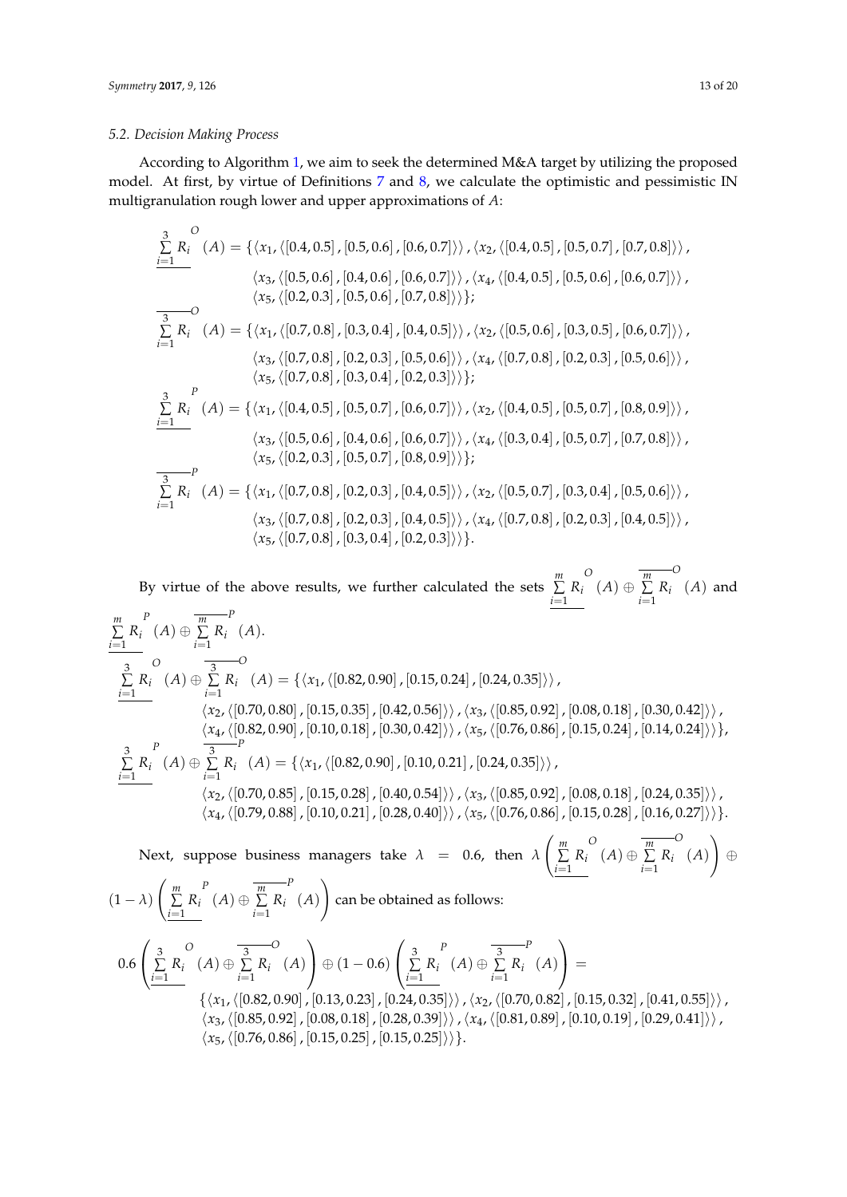### 5.2. Decision Making Process

According to Algorithm 1, we aim to seek the determined M&A target by utilizing the proposed model. At first, by virtue of Definitions 7 and 8, we calculate the optimistic and pessimistic IN multigranulation rough lower and upper approximations of $A$:

$$
\begin{aligned}
\underline{\sum_{i=1}^{3} R_i}^{O}(A) = \{ & \langle x_1, \langle [0.4, 0.5], [0.5, 0.6], [0.6, 0.7] \rangle \rangle, \langle x_2, \langle [0.4, 0.5], [0.5, 0.7], [0.7, 0.8] \rangle \rangle, \\
& \langle x_3, \langle [0.5, 0.6], [0.4, 0.6], [0.6, 0.7] \rangle \rangle, \langle x_4, \langle [0.4, 0.5], [0.5, 0.6], [0.6, 0.7] \rangle \rangle, \\
& \langle x_5, \langle [0.2, 0.3], [0.5, 0.6], [0.7, 0.8] \rangle \rangle \}; \\
\overline{\sum_{i=1}^{3} R_i}^{O}(A) = \{ & \langle x_1, \langle [0.7, 0.8], [0.3, 0.4], [0.4, 0.5] \rangle \rangle, \langle x_2, \langle [0.5, 0.6], [0.3, 0.5], [0.6, 0.7] \rangle \rangle, \\
& \langle x_3, \langle [0.7, 0.8], [0.2, 0.3], [0.5, 0.6] \rangle \rangle, \langle x_4, \langle [0.7, 0.8], [0.2, 0.3], [0.5, 0.6] \rangle \rangle, \\
& \langle x_5, \langle [0.7, 0.8], [0.3, 0.4], [0.2, 0.3] \rangle \rangle \}; \\
\underline{\sum_{i=1}^{3} R_i}^{P}(A) = \{ & \langle x_1, \langle [0.4, 0.5], [0.5, 0.7], [0.6, 0.7] \rangle \rangle, \langle x_2, \langle [0.4, 0.5], [0.5, 0.7], [0.8, 0.9] \rangle \rangle, \\
& \langle x_3, \langle [0.5, 0.6], [0.4, 0.6], [0.6, 0.7] \rangle \rangle, \langle x_4, \langle [0.3, 0.4], [0.5, 0.7], [0.7, 0.8] \rangle \rangle, \\
& \langle x_5, \langle [0.2, 0.3], [0.5, 0.7], [0.8, 0.9] \rangle \rangle \}; \\
\overline{\sum_{i=1}^{3} R_i}^{P}(A) = \{ & \langle x_1, \langle [0.7, 0.8], [0.2, 0.3], [0.4, 0.5] \rangle \rangle, \langle x_2, \langle [0.5, 0.7], [0.3, 0.4], [0.5, 0.6] \rangle \rangle, \\
& \langle x_3, \langle [0.7, 0.8], [0.2, 0.3], [0.4, 0.5] \rangle \rangle, \langle x_4, \langle [0.7, 0.8], [0.2, 0.3], [0.4, 0.5] \rangle \rangle, \\
& \langle x_5, \langle [0.7, 0.8], [0.3, 0.4], [0.2, 0.3] \rangle \rangle \}.
\end{aligned}
$$

By virtue of the above results, we further calculated the sets $\underline{\sum_{i=1}^{m} R_i}^{O}(A) \oplus \overline{\sum_{i=1}^{m} R_i}^{O}(A)$ and $\underline{\sum_{i=1}^{m} R_i}^{P}(A) \oplus \overline{\sum_{i=1}^{m} R_i}^{P}(A)$.

$$
\begin{aligned}
\underline{\sum_{i=1}^{3} R_i}^{O}(A) \oplus \overline{\sum_{i=1}^{3} R_i}^{O}(A) = \{ & \langle x_1, \langle [0.82, 0.90], [0.15, 0.24], [0.24, 0.35] \rangle \rangle, \\
& \langle x_2, \langle [0.70, 0.80], [0.15, 0.35], [0.42, 0.56] \rangle \rangle, \langle x_3, \langle [0.85, 0.92], [0.08, 0.18], [0.30, 0.42] \rangle \rangle, \\
& \langle x_4, \langle [0.82, 0.90], [0.10, 0.18], [0.30, 0.42] \rangle \rangle, \langle x_5, \langle [0.76, 0.86], [0.15, 0.24], [0.14, 0.24] \rangle \rangle \}, \\
\underline{\sum_{i=1}^{3} R_i}^{P}(A) \oplus \overline{\sum_{i=1}^{3} R_i}^{P}(A) = \{ & \langle x_1, \langle [0.82, 0.90], [0.10, 0.21], [0.24, 0.35] \rangle \rangle, \\
& \langle x_2, \langle [0.70, 0.85], [0.15, 0.28], [0.40, 0.54] \rangle \rangle, \langle x_3, \langle [0.85, 0.92], [0.08, 0.18], [0.24, 0.35] \rangle \rangle, \\
& \langle x_4, \langle [0.79, 0.88], [0.10, 0.21], [0.28, 0.40] \rangle \rangle, \langle x_5, \langle [0.76, 0.86], [0.15, 0.28], [0.16, 0.27] \rangle \rangle \}.
\end{aligned}
$$

Next, suppose business managers take $\lambda = 0.6$, then $\lambda \left( \underline{\sum_{i=1}^{m} R_i}^{O}(A) \oplus \overline{\sum_{i=1}^{m} R_i}^{O}(A) \right) \oplus (1 - \lambda) \left( \underline{\sum_{i=1}^{m} R_i}^{P}(A) \oplus \overline{\sum_{i=1}^{m} R_i}^{P}(A) \right)$ can be obtained as follows:

$$
\begin{aligned}
& 0.6 \left( \underline{\sum_{i=1}^{3} R_i}^{O}(A) \oplus \overline{\sum_{i=1}^{3} R_i}^{O}(A) \right) \oplus (1 - 0.6) \left( \underline{\sum_{i=1}^{3} R_i}^{P}(A) \oplus \overline{\sum_{i=1}^{3} R_i}^{P}(A) \right) = \\
& \{ \langle x_1, \langle [0.82, 0.90], [0.13, 0.23], [0.24, 0.35] \rangle \rangle, \langle x_2, \langle [0.70, 0.82], [0.15, 0.32], [0.41, 0.55] \rangle \rangle, \\
& \langle x_3, \langle [0.85, 0.92], [0.08, 0.18], [0.28, 0.39] \rangle \rangle, \langle x_4, \langle [0.81, 0.89], [0.10, 0.19], [0.29, 0.41] \rangle \rangle, \\
& \langle x_5, \langle [0.76, 0.86], [0.15, 0.25], [0.15, 0.25] \rangle \rangle \}.
\end{aligned}
$$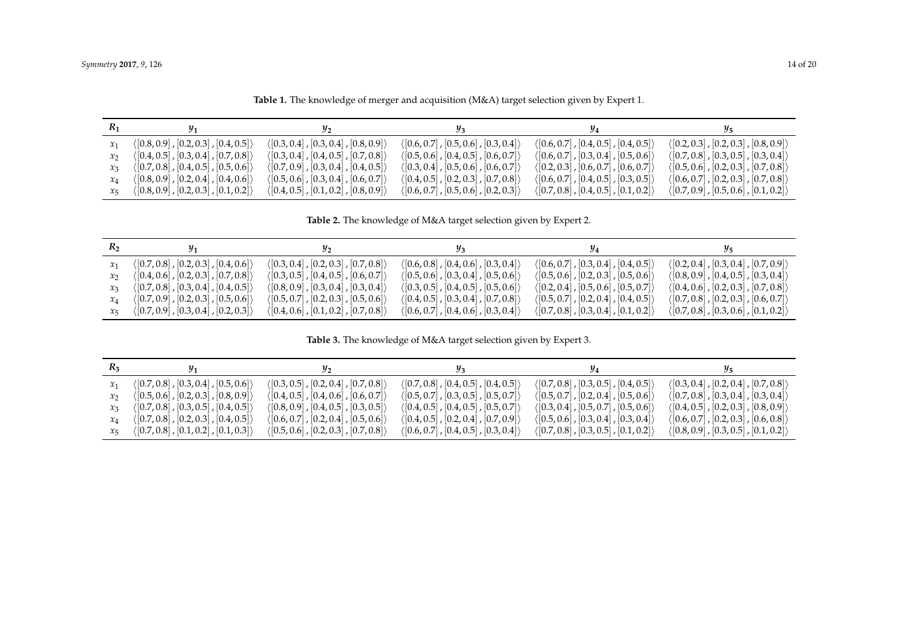**Table 1.** The knowledge of merger and acquisition (M&A) target selection given by Expert 1.

| $R_1$ | $y_1$ | $y_2$ | $y_3$ | $y_4$ | $y_5$ |
|---|---|---|---|---|---|
| $x_1$ | $\langle[0.8,0.9],[0.2,0.3],[0.4,0.5]\rangle$ | $\langle[0.3,0.4],[0.3,0.4],[0.8,0.9]\rangle$ | $\langle[0.6,0.7],[0.5,0.6],[0.3,0.4]\rangle$ | $\langle[0.6,0.7],[0.4,0.5],[0.4,0.5]\rangle$ | $\langle[0.2,0.3],[0.2,0.3],[0.8,0.9]\rangle$ |
| $x_2$ | $\langle[0.4,0.5],[0.3,0.4],[0.7,0.8]\rangle$ | $\langle[0.3,0.4],[0.4,0.5],[0.7,0.8]\rangle$ | $\langle[0.5,0.6],[0.4,0.5],[0.6,0.7]\rangle$ | $\langle[0.6,0.7],[0.3,0.4],[0.5,0.6]\rangle$ | $\langle[0.7,0.8],[0.3,0.5],[0.3,0.4]\rangle$ |
| $x_3$ | $\langle[0.7,0.8],[0.4,0.5],[0.5,0.6]\rangle$ | $\langle[0.7,0.9],[0.3,0.4],[0.4,0.5]\rangle$ | $\langle[0.3,0.4],[0.5,0.6],[0.6,0.7]\rangle$ | $\langle[0.2,0.3],[0.6,0.7],[0.6,0.7]\rangle$ | $\langle[0.5,0.6],[0.2,0.3],[0.7,0.8]\rangle$ |
| $x_4$ | $\langle[0.8,0.9],[0.2,0.4],[0.4,0.6]\rangle$ | $\langle[0.5,0.6],[0.3,0.4],[0.6,0.7]\rangle$ | $\langle[0.4,0.5],[0.2,0.3],[0.7,0.8]\rangle$ | $\langle[0.6,0.7],[0.4,0.5],[0.3,0.5]\rangle$ | $\langle[0.6,0.7],[0.2,0.3],[0.7,0.8]\rangle$ |
| $x_5$ | $\langle[0.8,0.9],[0.2,0.3],[0.1,0.2]\rangle$ | $\langle[0.4,0.5],[0.1,0.2],[0.8,0.9]\rangle$ | $\langle[0.6,0.7],[0.5,0.6],[0.2,0.3]\rangle$ | $\langle[0.7,0.8],[0.4,0.5],[0.1,0.2]\rangle$ | $\langle[0.7,0.9],[0.5,0.6],[0.1,0.2]\rangle$ |

**Table 2.** The knowledge of M&A target selection given by Expert 2.

| $R_2$ | $y_1$ | $y_2$ | $y_3$ | $y_4$ | $y_5$ |
|---|---|---|---|---|---|
| $x_1$ | $\langle[0.7,0.8],[0.2,0.3],[0.4,0.6]\rangle$ | $\langle[0.3,0.4],[0.2,0.3],[0.7,0.8]\rangle$ | $\langle[0.6,0.8],[0.4,0.6],[0.3,0.4]\rangle$ | $\langle[0.6,0.7],[0.3,0.4],[0.4,0.5]\rangle$ | $\langle[0.2,0.4],[0.3,0.4],[0.7,0.9]\rangle$ |
| $x_2$ | $\langle[0.4,0.6],[0.2,0.3],[0.7,0.8]\rangle$ | $\langle[0.3,0.5],[0.4,0.5],[0.6,0.7]\rangle$ | $\langle[0.5,0.6],[0.3,0.4],[0.5,0.6]\rangle$ | $\langle[0.5,0.6],[0.2,0.3],[0.5,0.6]\rangle$ | $\langle[0.8,0.9],[0.4,0.5],[0.3,0.4]\rangle$ |
| $x_3$ | $\langle[0.7,0.8],[0.3,0.4],[0.4,0.5]\rangle$ | $\langle[0.8,0.9],[0.3,0.4],[0.3,0.4]\rangle$ | $\langle[0.3,0.5],[0.4,0.5],[0.5,0.6]\rangle$ | $\langle[0.2,0.4],[0.5,0.6],[0.5,0.7]\rangle$ | $\langle[0.4,0.6],[0.2,0.3],[0.7,0.8]\rangle$ |
| $x_4$ | $\langle[0.7,0.9],[0.2,0.3],[0.5,0.6]\rangle$ | $\langle[0.5,0.7],[0.2,0.3],[0.5,0.6]\rangle$ | $\langle[0.4,0.5],[0.3,0.4],[0.7,0.8]\rangle$ | $\langle[0.5,0.7],[0.2,0.4],[0.4,0.5]\rangle$ | $\langle[0.7,0.8],[0.2,0.3],[0.6,0.7]\rangle$ |
| $x_5$ | $\langle[0.7,0.9],[0.3,0.4],[0.2,0.3]\rangle$ | $\langle[0.4,0.6],[0.1,0.2],[0.7,0.8]\rangle$ | $\langle[0.6,0.7],[0.4,0.6],[0.3,0.4]\rangle$ | $\langle[0.7,0.8],[0.3,0.4],[0.1,0.2]\rangle$ | $\langle[0.7,0.8],[0.3,0.6],[0.1,0.2]\rangle$ |

**Table 3.** The knowledge of M&A target selection given by Expert 3.

| $R_3$ | $y_1$ | $y_2$ | $y_3$ | $y_4$ | $y_5$ |
|---|---|---|---|---|---|
| $x_1$ | $\langle[0.7,0.8],[0.3,0.4],[0.5,0.6]\rangle$ | $\langle[0.3,0.5],[0.2,0.4],[0.7,0.8]\rangle$ | $\langle[0.7,0.8],[0.4,0.5],[0.4,0.5]\rangle$ | $\langle[0.7,0.8],[0.3,0.5],[0.4,0.5]\rangle$ | $\langle[0.3,0.4],[0.2,0.4],[0.7,0.8]\rangle$ |
| $x_2$ | $\langle[0.5,0.6],[0.2,0.3],[0.8,0.9]\rangle$ | $\langle[0.4,0.5],[0.4,0.6],[0.6,0.7]\rangle$ | $\langle[0.5,0.7],[0.3,0.5],[0.5,0.7]\rangle$ | $\langle[0.5,0.7],[0.2,0.4],[0.5,0.6]\rangle$ | $\langle[0.7,0.8],[0.3,0.4],[0.3,0.4]\rangle$ |
| $x_3$ | $\langle[0.7,0.8],[0.3,0.5],[0.4,0.5]\rangle$ | $\langle[0.8,0.9],[0.4,0.5],[0.3,0.5]\rangle$ | $\langle[0.4,0.5],[0.4,0.5],[0.5,0.7]\rangle$ | $\langle[0.3,0.4],[0.5,0.7],[0.5,0.6]\rangle$ | $\langle[0.4,0.5],[0.2,0.3],[0.8,0.9]\rangle$ |
| $x_4$ | $\langle[0.7,0.8],[0.2,0.3],[0.4,0.5]\rangle$ | $\langle[0.6,0.7],[0.2,0.4],[0.5,0.6]\rangle$ | $\langle[0.4,0.5],[0.2,0.4],[0.7,0.9]\rangle$ | $\langle[0.5,0.6],[0.3,0.4],[0.3,0.4]\rangle$ | $\langle[0.6,0.7],[0.2,0.3],[0.6,0.8]\rangle$ |
| $x_5$ | $\langle[0.7,0.8],[0.1,0.2],[0.1,0.3]\rangle$ | $\langle[0.5,0.6],[0.2,0.3],[0.7,0.8]\rangle$ | $\langle[0.6,0.7],[0.4,0.5],[0.3,0.4]\rangle$ | $\langle[0.7,0.8],[0.3,0.5],[0.1,0.2]\rangle$ | $\langle[0.8,0.9],[0.3,0.5],[0.1,0.2]\rangle$ |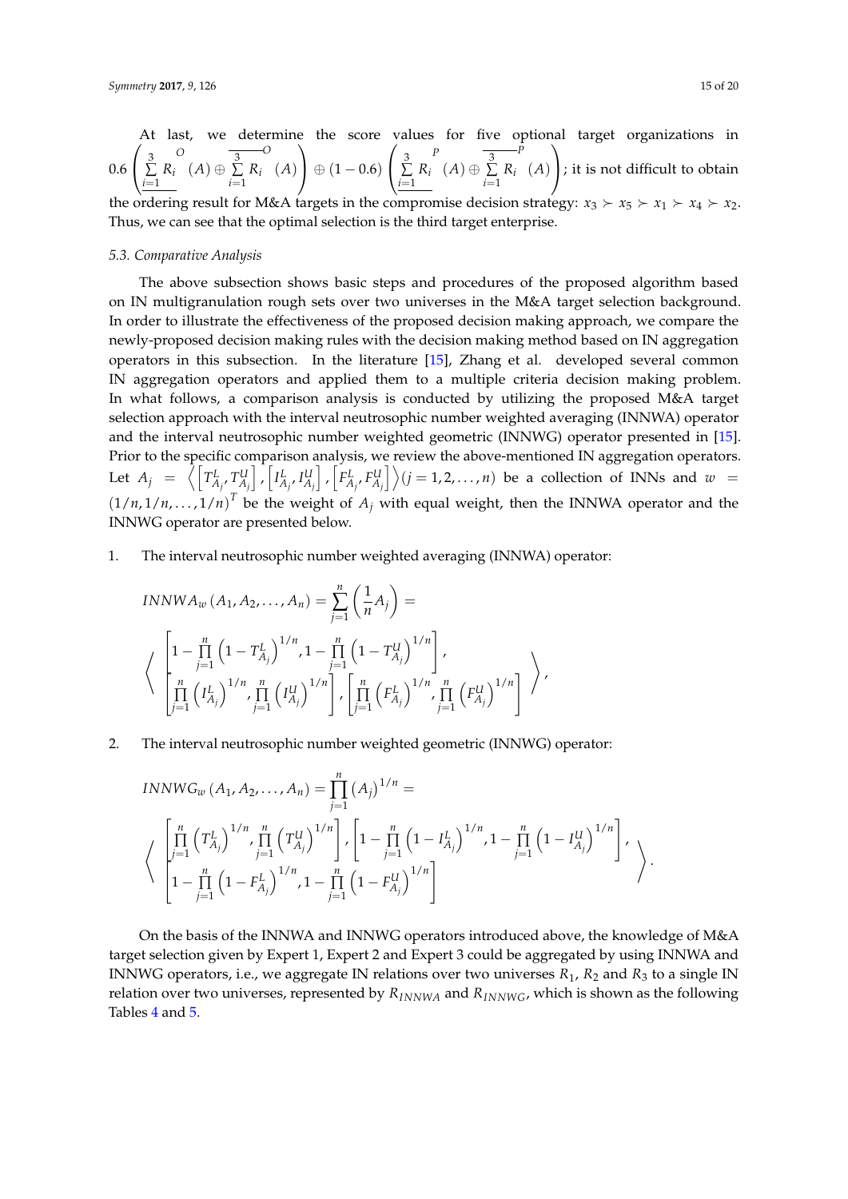At last, we determine the score values for five optional target organizations in $0.6\left(\underline{\sum_{i=1}^{3} R_i}^{O}(A) \oplus \overline{\sum_{i=1}^{3} R_i}^{O}(A)\right) \oplus (1-0.6)\left(\underline{\sum_{i=1}^{3} R_i}^{P}(A) \oplus \overline{\sum_{i=1}^{3} R_i}^{P}(A)\right)$; it is not difficult to obtain the ordering result for M&A targets in the compromise decision strategy: $x_3 \succ x_5 \succ x_1 \succ x_4 \succ x_2$. Thus, we can see that the optimal selection is the third target enterprise.

### 5.3. Comparative Analysis

The above subsection shows basic steps and procedures of the proposed algorithm based on IN multigranulation rough sets over two universes in the M&A target selection background. In order to illustrate the effectiveness of the proposed decision making approach, we compare the newly-proposed decision making rules with the decision making method based on IN aggregation operators in this subsection. In the literature [15], Zhang et al. developed several common IN aggregation operators and applied them to a multiple criteria decision making problem. In what follows, a comparison analysis is conducted by utilizing the proposed M&A target selection approach with the interval neutrosophic number weighted averaging (INNWA) operator and the interval neutrosophic number weighted geometric (INNWG) operator presented in [15]. Prior to the specific comparison analysis, we review the above-mentioned IN aggregation operators. Let $A_j = \left\langle \left[T_{A_j}^L, T_{A_j}^U\right], \left[I_{A_j}^L, I_{A_j}^U\right], \left[F_{A_j}^L, F_{A_j}^U\right] \right\rangle (j = 1, 2, \ldots, n)$ be a collection of INNs and $w = (1/n, 1/n, \ldots, 1/n)^T$ be the weight of $A_j$ with equal weight, then the INNWA operator and the INNWG operator are presented below.

1. The interval neutrosophic number weighted averaging (INNWA) operator:

$$INNWA_w(A_1, A_2, \ldots, A_n) = \sum_{j=1}^{n}\left(\frac{1}{n}A_j\right) =$$
$$\left\langle \begin{array}{l} \left[1 - \prod_{j=1}^{n}\left(1 - T_{A_j}^L\right)^{1/n}, 1 - \prod_{j=1}^{n}\left(1 - T_{A_j}^U\right)^{1/n}\right], \\ \left[\prod_{j=1}^{n}\left(I_{A_j}^L\right)^{1/n}, \prod_{j=1}^{n}\left(I_{A_j}^U\right)^{1/n}\right], \left[\prod_{j=1}^{n}\left(F_{A_j}^L\right)^{1/n}, \prod_{j=1}^{n}\left(F_{A_j}^U\right)^{1/n}\right] \end{array} \right\rangle,$$

2. The interval neutrosophic number weighted geometric (INNWG) operator:

$$INNWG_w(A_1, A_2, \ldots, A_n) = \prod_{j=1}^{n}(A_j)^{1/n} =$$
$$\left\langle \begin{array}{l} \left[\prod_{j=1}^{n}\left(T_{A_j}^L\right)^{1/n}, \prod_{j=1}^{n}\left(T_{A_j}^U\right)^{1/n}\right], \left[1 - \prod_{j=1}^{n}\left(1 - I_{A_j}^L\right)^{1/n}, 1 - \prod_{j=1}^{n}\left(1 - I_{A_j}^U\right)^{1/n}\right], \\ \left[1 - \prod_{j=1}^{n}\left(1 - F_{A_j}^L\right)^{1/n}, 1 - \prod_{j=1}^{n}\left(1 - F_{A_j}^U\right)^{1/n}\right] \end{array} \right\rangle.$$

On the basis of the INNWA and INNWG operators introduced above, the knowledge of M&A target selection given by Expert 1, Expert 2 and Expert 3 could be aggregated by using INNWA and INNWG operators, i.e., we aggregate IN relations over two universes $R_1$, $R_2$ and $R_3$ to a single IN relation over two universes, represented by $R_{INNWA}$ and $R_{INNWG}$, which is shown as the following Tables 4 and 5.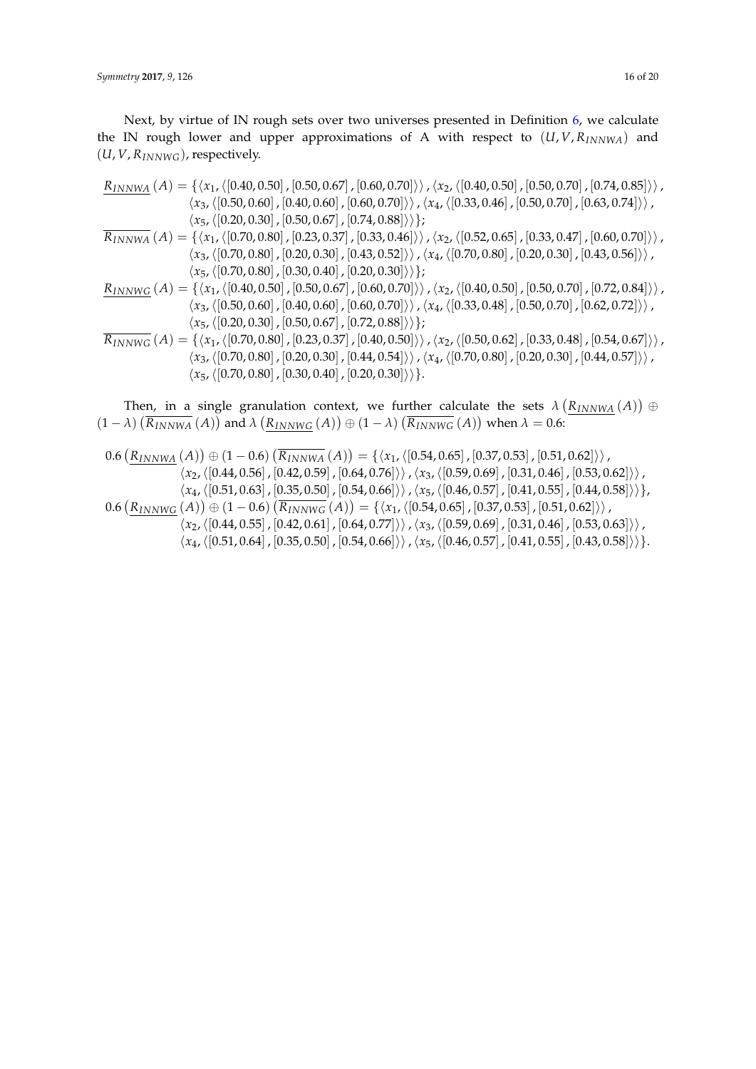Next, by virtue of IN rough sets over two universes presented in Definition 6, we calculate the IN rough lower and upper approximations of A with respect to $(U, V, R_{INNWA})$ and $(U, V, R_{INNWG})$, respectively.

$$
\begin{aligned}
\underline{R_{INNWA}}(A) = \{ &\langle x_1, \langle [0.40, 0.50], [0.50, 0.67], [0.60, 0.70] \rangle \rangle, \langle x_2, \langle [0.40, 0.50], [0.50, 0.70], [0.74, 0.85] \rangle \rangle, \\
&\langle x_3, \langle [0.50, 0.60], [0.40, 0.60], [0.60, 0.70] \rangle \rangle, \langle x_4, \langle [0.33, 0.46], [0.50, 0.70], [0.63, 0.74] \rangle \rangle, \\
&\langle x_5, \langle [0.20, 0.30], [0.50, 0.67], [0.74, 0.88] \rangle \rangle \}; \\
\overline{R_{INNWA}}(A) = \{ &\langle x_1, \langle [0.70, 0.80], [0.23, 0.37], [0.33, 0.46] \rangle \rangle, \langle x_2, \langle [0.52, 0.65], [0.33, 0.47], [0.60, 0.70] \rangle \rangle, \\
&\langle x_3, \langle [0.70, 0.80], [0.20, 0.30], [0.43, 0.52] \rangle \rangle, \langle x_4, \langle [0.70, 0.80], [0.20, 0.30], [0.43, 0.56] \rangle \rangle, \\
&\langle x_5, \langle [0.70, 0.80], [0.30, 0.40], [0.20, 0.30] \rangle \rangle \}; \\
\underline{R_{INNWG}}(A) = \{ &\langle x_1, \langle [0.40, 0.50], [0.50, 0.67], [0.60, 0.70] \rangle \rangle, \langle x_2, \langle [0.40, 0.50], [0.50, 0.70], [0.72, 0.84] \rangle \rangle, \\
&\langle x_3, \langle [0.50, 0.60], [0.40, 0.60], [0.60, 0.70] \rangle \rangle, \langle x_4, \langle [0.33, 0.48], [0.50, 0.70], [0.62, 0.72] \rangle \rangle, \\
&\langle x_5, \langle [0.20, 0.30], [0.50, 0.67], [0.72, 0.88] \rangle \rangle \}; \\
\overline{R_{INNWG}}(A) = \{ &\langle x_1, \langle [0.70, 0.80], [0.23, 0.37], [0.40, 0.50] \rangle \rangle, \langle x_2, \langle [0.50, 0.62], [0.33, 0.48], [0.54, 0.67] \rangle \rangle, \\
&\langle x_3, \langle [0.70, 0.80], [0.20, 0.30], [0.44, 0.54] \rangle \rangle, \langle x_4, \langle [0.70, 0.80], [0.20, 0.30], [0.44, 0.57] \rangle \rangle, \\
&\langle x_5, \langle [0.70, 0.80], [0.30, 0.40], [0.20, 0.30] \rangle \rangle \}.
\end{aligned}
$$

Then, in a single granulation context, we further calculate the sets $\lambda \left( \underline{R_{INNWA}}(A) \right) \oplus (1 - \lambda) \left( \overline{R_{INNWA}}(A) \right)$ and $\lambda \left( \underline{R_{INNWG}}(A) \right) \oplus (1 - \lambda) \left( \overline{R_{INNWG}}(A) \right)$ when $\lambda = 0.6$:

$$
\begin{aligned}
0.6 \left( \underline{R_{INNWA}}(A) \right) \oplus (1 - 0.6) \left( \overline{R_{INNWA}}(A) \right) = \{ &\langle x_1, \langle [0.54, 0.65], [0.37, 0.53], [0.51, 0.62] \rangle \rangle, \\
&\langle x_2, \langle [0.44, 0.56], [0.42, 0.59], [0.64, 0.76] \rangle \rangle, \langle x_3, \langle [0.59, 0.69], [0.31, 0.46], [0.53, 0.62] \rangle \rangle, \\
&\langle x_4, \langle [0.51, 0.63], [0.35, 0.50], [0.54, 0.66] \rangle \rangle, \langle x_5, \langle [0.46, 0.57], [0.41, 0.55], [0.44, 0.58] \rangle \rangle \}, \\
0.6 \left( \underline{R_{INNWG}}(A) \right) \oplus (1 - 0.6) \left( \overline{R_{INNWG}}(A) \right) = \{ &\langle x_1, \langle [0.54, 0.65], [0.37, 0.53], [0.51, 0.62] \rangle \rangle, \\
&\langle x_2, \langle [0.44, 0.55], [0.42, 0.61], [0.64, 0.77] \rangle \rangle, \langle x_3, \langle [0.59, 0.69], [0.31, 0.46], [0.53, 0.63] \rangle \rangle, \\
&\langle x_4, \langle [0.51, 0.64], [0.35, 0.50], [0.54, 0.66] \rangle \rangle, \langle x_5, \langle [0.46, 0.57], [0.41, 0.55], [0.43, 0.58] \rangle \rangle \}.
\end{aligned}
$$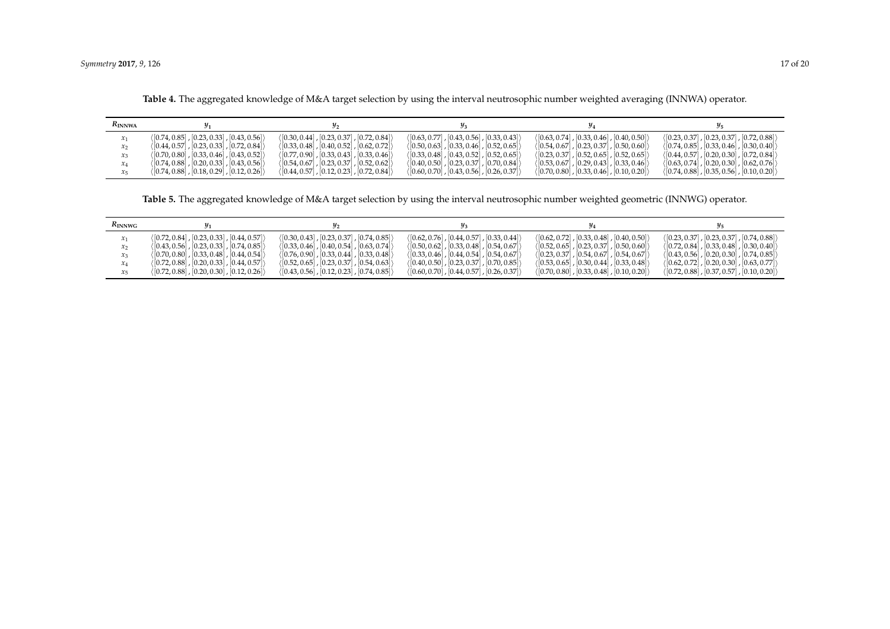**Table 4.** The aggregated knowledge of M&A target selection by using the interval neutrosophic number weighted averaging (INNWA) operator.

| $R_{INNWA}$ | $y_1$ | $y_2$ | $y_3$ | $y_4$ | $y_5$ |
|---|---|---|---|---|---|
| $x_1$ | $\langle[0.74, 0.85], [0.23, 0.33], [0.43, 0.56]\rangle$ | $\langle[0.30, 0.44], [0.23, 0.37], [0.72, 0.84]\rangle$ | $\langle[0.63, 0.77], [0.43, 0.56], [0.33, 0.43]\rangle$ | $\langle[0.63, 0.74], [0.33, 0.46], [0.40, 0.50]\rangle$ | $\langle[0.23, 0.37], [0.23, 0.37], [0.72, 0.88]\rangle$ |
| $x_2$ | $\langle[0.44, 0.57], [0.23, 0.33], [0.72, 0.84]\rangle$ | $\langle[0.33, 0.48], [0.40, 0.52], [0.62, 0.72]\rangle$ | $\langle[0.50, 0.63], [0.33, 0.46], [0.52, 0.65]\rangle$ | $\langle[0.54, 0.67], [0.23, 0.37], [0.50, 0.60]\rangle$ | $\langle[0.74, 0.85], [0.33, 0.46], [0.30, 0.40]\rangle$ |
| $x_3$ | $\langle[0.70, 0.80], [0.33, 0.46], [0.43, 0.52]\rangle$ | $\langle[0.77, 0.90], [0.33, 0.43], [0.33, 0.46]\rangle$ | $\langle[0.33, 0.48], [0.43, 0.52], [0.52, 0.65]\rangle$ | $\langle[0.23, 0.37], [0.52, 0.65], [0.52, 0.65]\rangle$ | $\langle[0.44, 0.57], [0.20, 0.30], [0.72, 0.84]\rangle$ |
| $x_4$ | $\langle[0.74, 0.88], [0.20, 0.33], [0.43, 0.56]\rangle$ | $\langle[0.54, 0.67], [0.23, 0.37], [0.52, 0.62]\rangle$ | $\langle[0.40, 0.50], [0.23, 0.37], [0.70, 0.84]\rangle$ | $\langle[0.53, 0.67], [0.29, 0.43], [0.33, 0.46]\rangle$ | $\langle[0.63, 0.74], [0.20, 0.30], [0.62, 0.76]\rangle$ |
| $x_5$ | $\langle[0.74, 0.88], [0.18, 0.29], [0.12, 0.26]\rangle$ | $\langle[0.44, 0.57], [0.12, 0.23], [0.72, 0.84]\rangle$ | $\langle[0.60, 0.70], [0.43, 0.56], [0.26, 0.37]\rangle$ | $\langle[0.70, 0.80], [0.33, 0.46], [0.10, 0.20]\rangle$ | $\langle[0.74, 0.88], [0.35, 0.56], [0.10, 0.20]\rangle$ |

**Table 5.** The aggregated knowledge of M&A target selection by using the interval neutrosophic number weighted geometric (INNWG) operator.

| $R_{INNWG}$ | $y_1$ | $y_2$ | $y_3$ | $y_4$ | $y_5$ |
|---|---|---|---|---|---|
| $x_1$ | $\langle[0.72, 0.84], [0.23, 0.33], [0.44, 0.57]\rangle$ | $\langle[0.30, 0.43], [0.23, 0.37], [0.74, 0.85]\rangle$ | $\langle[0.62, 0.76], [0.44, 0.57], [0.33, 0.44]\rangle$ | $\langle[0.62, 0.72], [0.33, 0.48], [0.40, 0.50]\rangle$ | $\langle[0.23, 0.37], [0.23, 0.37], [0.74, 0.88]\rangle$ |
| $x_2$ | $\langle[0.43, 0.56], [0.23, 0.33], [0.74, 0.85]\rangle$ | $\langle[0.33, 0.46], [0.40, 0.54], [0.63, 0.74]\rangle$ | $\langle[0.50, 0.62], [0.33, 0.48], [0.54, 0.67]\rangle$ | $\langle[0.52, 0.65], [0.23, 0.37], [0.50, 0.60]\rangle$ | $\langle[0.72, 0.84], [0.33, 0.48], [0.30, 0.40]\rangle$ |
| $x_3$ | $\langle[0.70, 0.80], [0.33, 0.48], [0.44, 0.54]\rangle$ | $\langle[0.76, 0.90], [0.33, 0.44], [0.33, 0.48]\rangle$ | $\langle[0.33, 0.46], [0.44, 0.54], [0.54, 0.67]\rangle$ | $\langle[0.23, 0.37], [0.54, 0.67], [0.54, 0.67]\rangle$ | $\langle[0.43, 0.56], [0.20, 0.30], [0.74, 0.85]\rangle$ |
| $x_4$ | $\langle[0.72, 0.88], [0.20, 0.33], [0.44, 0.57]\rangle$ | $\langle[0.52, 0.65], [0.23, 0.37], [0.54, 0.63]\rangle$ | $\langle[0.40, 0.50], [0.23, 0.37], [0.70, 0.85]\rangle$ | $\langle[0.53, 0.65], [0.30, 0.44], [0.33, 0.48]\rangle$ | $\langle[0.62, 0.72], [0.20, 0.30], [0.63, 0.77]\rangle$ |
| $x_5$ | $\langle[0.72, 0.88], [0.20, 0.30], [0.12, 0.26]\rangle$ | $\langle[0.43, 0.56], [0.12, 0.23], [0.74, 0.85]\rangle$ | $\langle[0.60, 0.70], [0.44, 0.57], [0.26, 0.37]\rangle$ | $\langle[0.70, 0.80], [0.33, 0.48], [0.10, 0.20]\rangle$ | $\langle[0.72, 0.88], [0.37, 0.57], [0.10, 0.20]\rangle$ |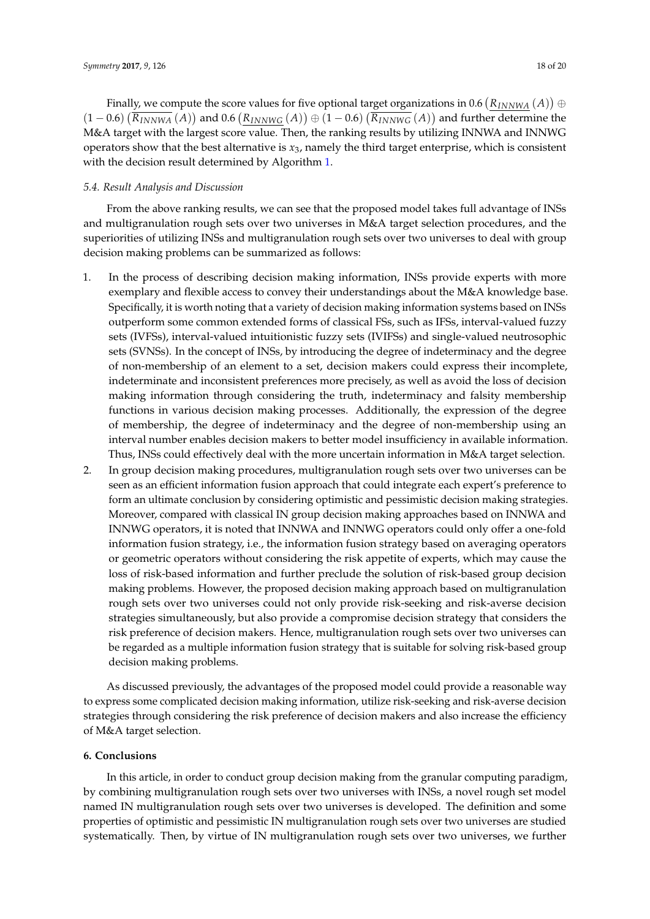Finally, we compute the score values for five optional target organizations in $0.6\left(\underline{R_{INNWA}}(A)\right) \oplus (1-0.6)\left(\overline{R_{INNWA}}(A)\right)$ and $0.6\left(\underline{R_{INNWG}}(A)\right) \oplus (1-0.6)\left(\overline{R_{INNWG}}(A)\right)$ and further determine the M&A target with the largest score value. Then, the ranking results by utilizing INNWA and INNWG operators show that the best alternative is $x_3$, namely the third target enterprise, which is consistent with the decision result determined by Algorithm 1.

### 5.4. Result Analysis and Discussion

From the above ranking results, we can see that the proposed model takes full advantage of INSs and multigranulation rough sets over two universes in M&A target selection procedures, and the superiorities of utilizing INSs and multigranulation rough sets over two universes to deal with group decision making problems can be summarized as follows:

1. In the process of describing decision making information, INSs provide experts with more exemplary and flexible access to convey their understandings about the M&A knowledge base. Specifically, it is worth noting that a variety of decision making information systems based on INSs outperform some common extended forms of classical FSs, such as IFSs, interval-valued fuzzy sets (IVFSs), interval-valued intuitionistic fuzzy sets (IVIFSs) and single-valued neutrosophic sets (SVNSs). In the concept of INSs, by introducing the degree of indeterminacy and the degree of non-membership of an element to a set, decision makers could express their incomplete, indeterminate and inconsistent preferences more precisely, as well as avoid the loss of decision making information through considering the truth, indeterminacy and falsity membership functions in various decision making processes. Additionally, the expression of the degree of membership, the degree of indeterminacy and the degree of non-membership using an interval number enables decision makers to better model insufficiency in available information. Thus, INSs could effectively deal with the more uncertain information in M&A target selection.
2. In group decision making procedures, multigranulation rough sets over two universes can be seen as an efficient information fusion approach that could integrate each expert's preference to form an ultimate conclusion by considering optimistic and pessimistic decision making strategies. Moreover, compared with classical IN group decision making approaches based on INNWA and INNWG operators, it is noted that INNWA and INNWG operators could only offer a one-fold information fusion strategy, i.e., the information fusion strategy based on averaging operators or geometric operators without considering the risk appetite of experts, which may cause the loss of risk-based information and further preclude the solution of risk-based group decision making problems. However, the proposed decision making approach based on multigranulation rough sets over two universes could not only provide risk-seeking and risk-averse decision strategies simultaneously, but also provide a compromise decision strategy that considers the risk preference of decision makers. Hence, multigranulation rough sets over two universes can be regarded as a multiple information fusion strategy that is suitable for solving risk-based group decision making problems.

As discussed previously, the advantages of the proposed model could provide a reasonable way to express some complicated decision making information, utilize risk-seeking and risk-averse decision strategies through considering the risk preference of decision makers and also increase the efficiency of M&A target selection.

## 6. Conclusions

In this article, in order to conduct group decision making from the granular computing paradigm, by combining multigranulation rough sets over two universes with INSs, a novel rough set model named IN multigranulation rough sets over two universes is developed. The definition and some properties of optimistic and pessimistic IN multigranulation rough sets over two universes are studied systematically. Then, by virtue of IN multigranulation rough sets over two universes, we further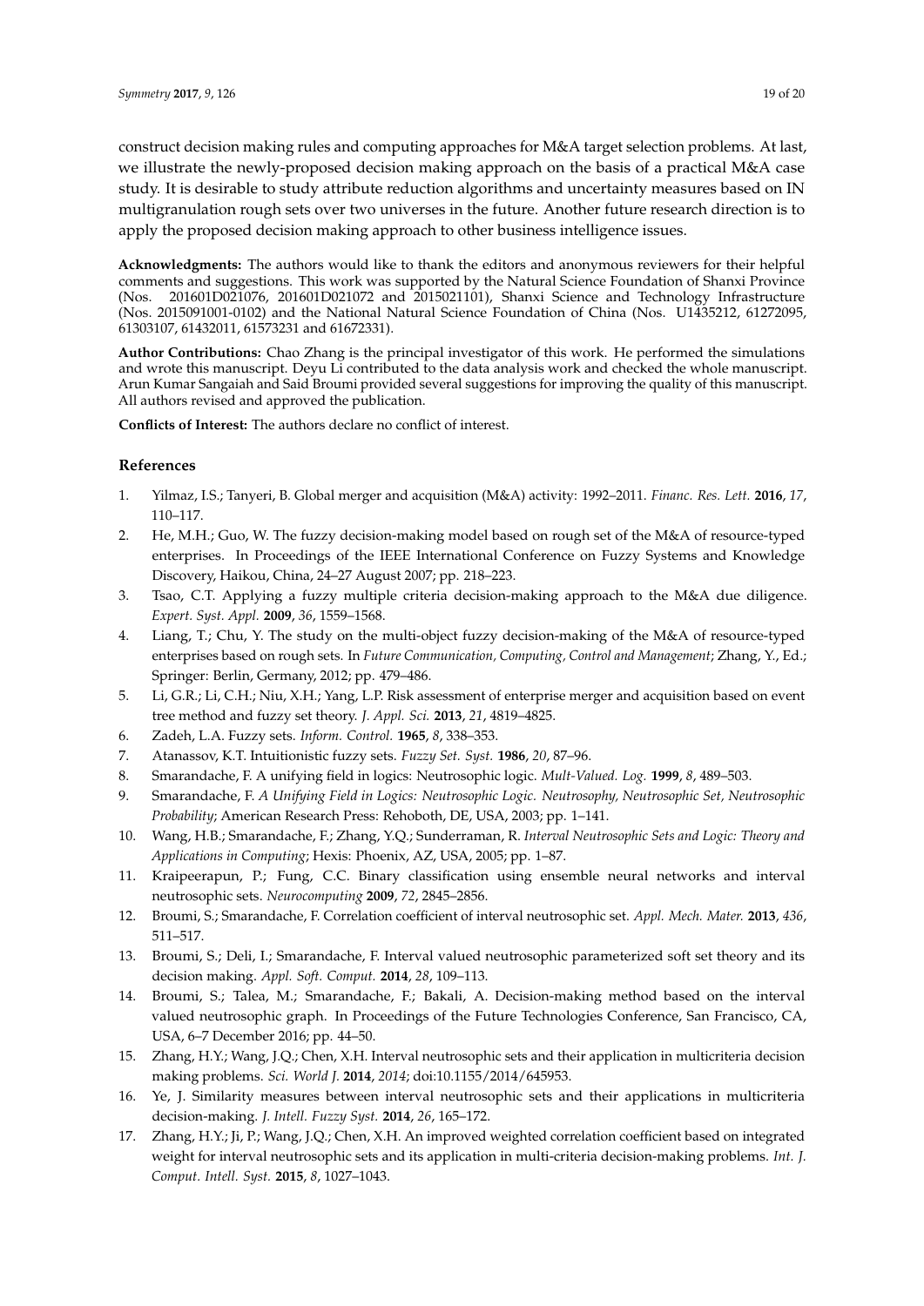construct decision making rules and computing approaches for M&A target selection problems. At last, we illustrate the newly-proposed decision making approach on the basis of a practical M&A case study. It is desirable to study attribute reduction algorithms and uncertainty measures based on IN multigranulation rough sets over two universes in the future. Another future research direction is to apply the proposed decision making approach to other business intelligence issues.

**Acknowledgments:** The authors would like to thank the editors and anonymous reviewers for their helpful comments and suggestions. This work was supported by the Natural Science Foundation of Shanxi Province (Nos. 201601D021076, 201601D021072 and 2015021101), Shanxi Science and Technology Infrastructure (Nos. 2015091001-0102) and the National Natural Science Foundation of China (Nos. U1435212, 61272095, 61303107, 61432011, 61573231 and 61672331).

**Author Contributions:** Chao Zhang is the principal investigator of this work. He performed the simulations and wrote this manuscript. Deyu Li contributed to the data analysis work and checked the whole manuscript. Arun Kumar Sangaiah and Said Broumi provided several suggestions for improving the quality of this manuscript. All authors revised and approved the publication.

**Conflicts of Interest:** The authors declare no conflict of interest.

## References

1. Yilmaz, I.S.; Tanyeri, B. Global merger and acquisition (M&A) activity: 1992–2011. *Financ. Res. Lett.* **2016**, *17*, 110–117.
2. He, M.H.; Guo, W. The fuzzy decision-making model based on rough set of the M&A of resource-typed enterprises. In Proceedings of the IEEE International Conference on Fuzzy Systems and Knowledge Discovery, Haikou, China, 24–27 August 2007; pp. 218–223.
3. Tsao, C.T. Applying a fuzzy multiple criteria decision-making approach to the M&A due diligence. *Expert. Syst. Appl.* **2009**, *36*, 1559–1568.
4. Liang, T.; Chu, Y. The study on the multi-object fuzzy decision-making of the M&A of resource-typed enterprises based on rough sets. In *Future Communication, Computing, Control and Management*; Zhang, Y., Ed.; Springer: Berlin, Germany, 2012; pp. 479–486.
5. Li, G.R.; Li, C.H.; Niu, X.H.; Yang, L.P. Risk assessment of enterprise merger and acquisition based on event tree method and fuzzy set theory. *J. Appl. Sci.* **2013**, *21*, 4819–4825.
6. Zadeh, L.A. Fuzzy sets. *Inform. Control.* **1965**, *8*, 338–353.
7. Atanassov, K.T. Intuitionistic fuzzy sets. *Fuzzy Set. Syst.* **1986**, *20*, 87–96.
8. Smarandache, F. A unifying field in logics: Neutrosophic logic. *Mult-Valued. Log.* **1999**, *8*, 489–503.
9. Smarandache, F. *A Unifying Field in Logics: Neutrosophic Logic. Neutrosophy, Neutrosophic Set, Neutrosophic Probability*; American Research Press: Rehoboth, DE, USA, 2003; pp. 1–141.
10. Wang, H.B.; Smarandache, F.; Zhang, Y.Q.; Sunderraman, R. *Interval Neutrosophic Sets and Logic: Theory and Applications in Computing*; Hexis: Phoenix, AZ, USA, 2005; pp. 1–87.
11. Kraipeerapun, P.; Fung, C.C. Binary classification using ensemble neural networks and interval neutrosophic sets. *Neurocomputing* **2009**, *72*, 2845–2856.
12. Broumi, S.; Smarandache, F. Correlation coefficient of interval neutrosophic set. *Appl. Mech. Mater.* **2013**, *436*, 511–517.
13. Broumi, S.; Deli, I.; Smarandache, F. Interval valued neutrosophic parameterized soft set theory and its decision making. *Appl. Soft. Comput.* **2014**, *28*, 109–113.
14. Broumi, S.; Talea, M.; Smarandache, F.; Bakali, A. Decision-making method based on the interval valued neutrosophic graph. In Proceedings of the Future Technologies Conference, San Francisco, CA, USA, 6–7 December 2016; pp. 44–50.
15. Zhang, H.Y.; Wang, J.Q.; Chen, X.H. Interval neutrosophic sets and their application in multicriteria decision making problems. *Sci. World J.* **2014**, *2014*; doi:10.1155/2014/645953.
16. Ye, J. Similarity measures between interval neutrosophic sets and their applications in multicriteria decision-making. *J. Intell. Fuzzy Syst.* **2014**, *26*, 165–172.
17. Zhang, H.Y.; Ji, P.; Wang, J.Q.; Chen, X.H. An improved weighted correlation coefficient based on integrated weight for interval neutrosophic sets and its application in multi-criteria decision-making problems. *Int. J. Comput. Intell. Syst.* **2015**, *8*, 1027–1043.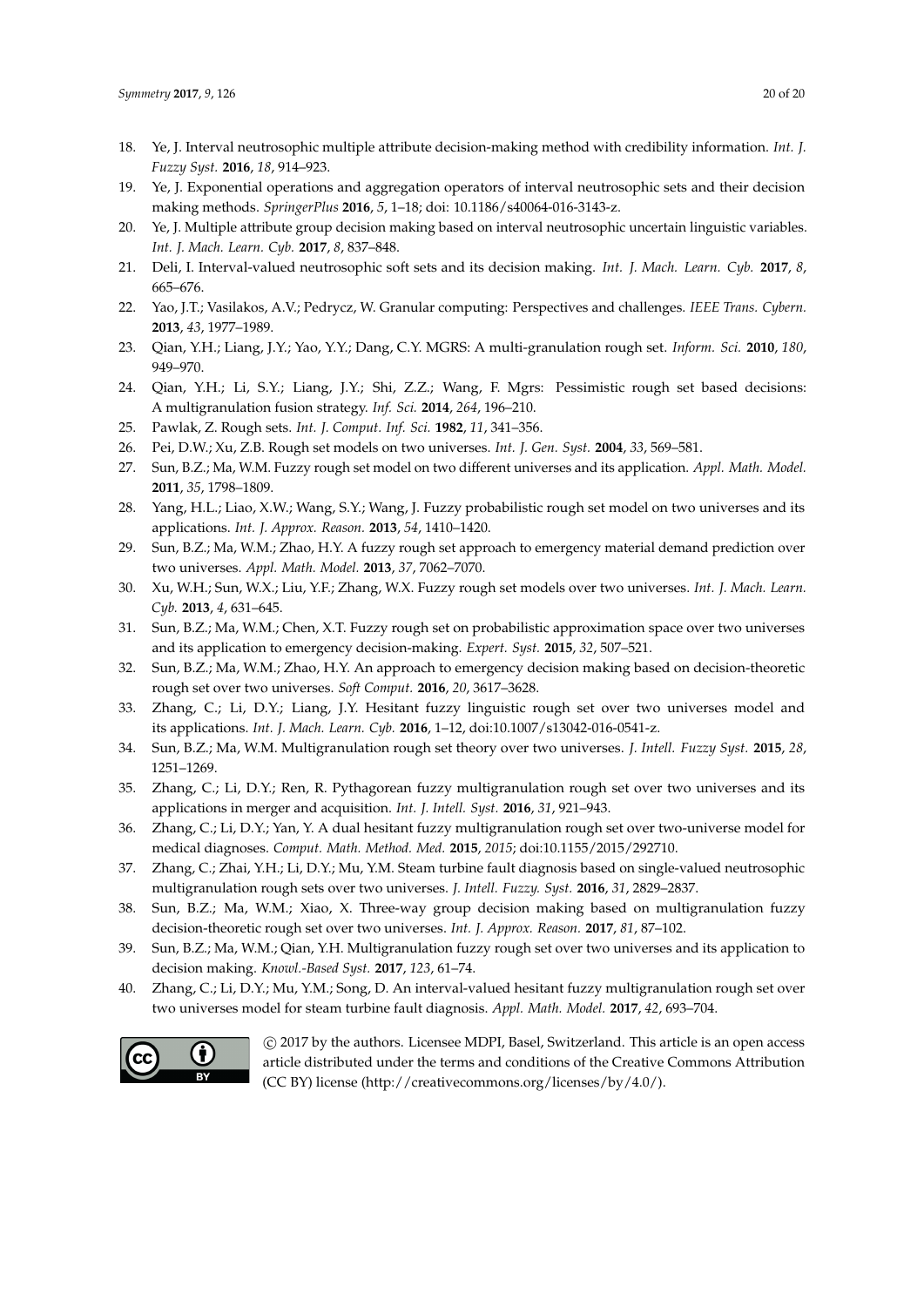18. Ye, J. Interval neutrosophic multiple attribute decision-making method with credibility information. *Int. J. Fuzzy Syst.* **2016**, *18*, 914–923.
19. Ye, J. Exponential operations and aggregation operators of interval neutrosophic sets and their decision making methods. *SpringerPlus* **2016**, *5*, 1–18; doi: 10.1186/s40064-016-3143-z.
20. Ye, J. Multiple attribute group decision making based on interval neutrosophic uncertain linguistic variables. *Int. J. Mach. Learn. Cyb.* **2017**, *8*, 837–848.
21. Deli, I. Interval-valued neutrosophic soft sets and its decision making. *Int. J. Mach. Learn. Cyb.* **2017**, *8*, 665–676.
22. Yao, J.T.; Vasilakos, A.V.; Pedrycz, W. Granular computing: Perspectives and challenges. *IEEE Trans. Cybern.* **2013**, *43*, 1977–1989.
23. Qian, Y.H.; Liang, J.Y.; Yao, Y.Y.; Dang, C.Y. MGRS: A multi-granulation rough set. *Inform. Sci.* **2010**, *180*, 949–970.
24. Qian, Y.H.; Li, S.Y.; Liang, J.Y.; Shi, Z.Z.; Wang, F. Mgrs: Pessimistic rough set based decisions: A multigranulation fusion strategy. *Inf. Sci.* **2014**, *264*, 196–210.
25. Pawlak, Z. Rough sets. *Int. J. Comput. Inf. Sci.* **1982**, *11*, 341–356.
26. Pei, D.W.; Xu, Z.B. Rough set models on two universes. *Int. J. Gen. Syst.* **2004**, *33*, 569–581.
27. Sun, B.Z.; Ma, W.M. Fuzzy rough set model on two different universes and its application. *Appl. Math. Model.* **2011**, *35*, 1798–1809.
28. Yang, H.L.; Liao, X.W.; Wang, S.Y.; Wang, J. Fuzzy probabilistic rough set model on two universes and its applications. *Int. J. Approx. Reason.* **2013**, *54*, 1410–1420.
29. Sun, B.Z.; Ma, W.M.; Zhao, H.Y. A fuzzy rough set approach to emergency material demand prediction over two universes. *Appl. Math. Model.* **2013**, *37*, 7062–7070.
30. Xu, W.H.; Sun, W.X.; Liu, Y.F.; Zhang, W.X. Fuzzy rough set models over two universes. *Int. J. Mach. Learn. Cyb.* **2013**, *4*, 631–645.
31. Sun, B.Z.; Ma, W.M.; Chen, X.T. Fuzzy rough set on probabilistic approximation space over two universes and its application to emergency decision-making. *Expert. Syst.* **2015**, *32*, 507–521.
32. Sun, B.Z.; Ma, W.M.; Zhao, H.Y. An approach to emergency decision making based on decision-theoretic rough set over two universes. *Soft Comput.* **2016**, *20*, 3617–3628.
33. Zhang, C.; Li, D.Y.; Liang, J.Y. Hesitant fuzzy linguistic rough set over two universes model and its applications. *Int. J. Mach. Learn. Cyb.* **2016**, 1–12, doi:10.1007/s13042-016-0541-z.
34. Sun, B.Z.; Ma, W.M. Multigranulation rough set theory over two universes. *J. Intell. Fuzzy Syst.* **2015**, *28*, 1251–1269.
35. Zhang, C.; Li, D.Y.; Ren, R. Pythagorean fuzzy multigranulation rough set over two universes and its applications in merger and acquisition. *Int. J. Intell. Syst.* **2016**, *31*, 921–943.
36. Zhang, C.; Li, D.Y.; Yan, Y. A dual hesitant fuzzy multigranulation rough set over two-universe model for medical diagnoses. *Comput. Math. Method. Med.* **2015**, *2015*; doi:10.1155/2015/292710.
37. Zhang, C.; Zhai, Y.H.; Li, D.Y.; Mu, Y.M. Steam turbine fault diagnosis based on single-valued neutrosophic multigranulation rough sets over two universes. *J. Intell. Fuzzy. Syst.* **2016**, *31*, 2829–2837.
38. Sun, B.Z.; Ma, W.M.; Xiao, X. Three-way group decision making based on multigranulation fuzzy decision-theoretic rough set over two universes. *Int. J. Approx. Reason.* **2017**, *81*, 87–102.
39. Sun, B.Z.; Ma, W.M.; Qian, Y.H. Multigranulation fuzzy rough set over two universes and its application to decision making. *Knowl.-Based Syst.* **2017**, *123*, 61–74.
40. Zhang, C.; Li, D.Y.; Mu, Y.M.; Song, D. An interval-valued hesitant fuzzy multigranulation rough set over two universes model for steam turbine fault diagnosis. *Appl. Math. Model.* **2017**, *42*, 693–704.

© 2017 by the authors. Licensee MDPI, Basel, Switzerland. This article is an open access article distributed under the terms and conditions of the Creative Commons Attribution (CC BY) license (http://creativecommons.org/licenses/by/4.0/).